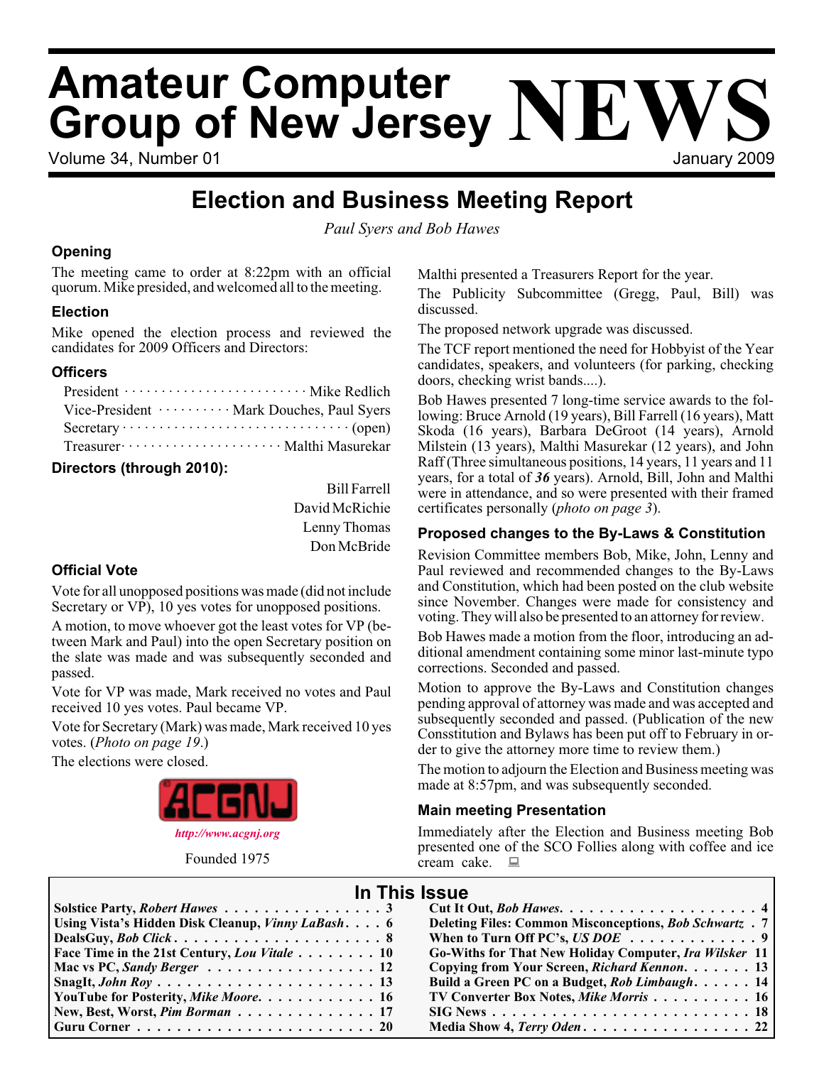# Amateur Computer Group of New Jersey NEWS

Volume 34, Number 01 — January 2009

## Election and Business Meeting Report

*Paul Syers and Bob Hawes*

### Opening

The meeting came to order at 8:22pm with an official quorum. Mike presided, and welcomed all to the meeting.

### Election

Mike opened the election process and reviewed the candidates for 2009 Officers and Directors:

### Officers

| | |
|---|---|
| President | Mike Redlich |
| Vice-President | Mark Douches, Paul Syers |
| Secretary | (open) |
| Treasurer | Malthi Masurekar |

### Directors (through 2010):

Bill Farrell
David McRichie
Lenny Thomas
Don McBride

### Official Vote

Vote for all unopposed positions was made (did not include Secretary or VP), 10 yes votes for unopposed positions.

A motion, to move whoever got the least votes for VP (between Mark and Paul) into the open Secretary position on the slate was made and was subsequently seconded and passed.

Vote for VP was made, Mark received no votes and Paul received 10 yes votes. Paul became VP.

Vote for Secretary (Mark) was made, Mark received 10 yes votes. (*Photo on page 19.*)

The elections were closed.

ACGNJ

*http://www.acgnj.org*

Founded 1975

Malthi presented a Treasurers Report for the year.

The Publicity Subcommittee (Gregg, Paul, Bill) was discussed.

The proposed network upgrade was discussed.

The TCF report mentioned the need for Hobbyist of the Year candidates, speakers, and volunteers (for parking, checking doors, checking wrist bands....).

Bob Hawes presented 7 long-time service awards to the following: Bruce Arnold (19 years), Bill Farrell (16 years), Matt Skoda (16 years), Barbara DeGroot (14 years), Arnold Milstein (13 years), Malthi Masurekar (12 years), and John Raff (Three simultaneous positions, 14 years, 11 years and 11 years, for a total of ***36*** years). Arnold, Bill, John and Malthi were in attendance, and so were presented with their framed certificates personally (*photo on page 3*).

### Proposed changes to the By-Laws & Constitution

Revision Committee members Bob, Mike, John, Lenny and Paul reviewed and recommended changes to the By-Laws and Constitution, which had been posted on the club website since November. Changes were made for consistency and voting. They will also be presented to an attorney for review.

Bob Hawes made a motion from the floor, introducing an additional amendment containing some minor last-minute typo corrections. Seconded and passed.

Motion to approve the By-Laws and Constitution changes pending approval of attorney was made and was accepted and subsequently seconded and passed. (Publication of the new Consstitution and Bylaws has been put off to February in order to give the attorney more time to review them.)

The motion to adjourn the Election and Business meeting was made at 8:57pm, and was subsequently seconded.

### Main meeting Presentation

Immediately after the Election and Business meeting Bob presented one of the SCO Follies along with coffee and ice cream cake.

## In This Issue

| Article | Page |
|---|---|
| **Solstice Party, *Robert Hawes*** | **3** |
| **Using Vista's Hidden Disk Cleanup, *Vinny LaBash*** | **6** |
| **DealsGuy, *Bob Click*** | **8** |
| **Face Time in the 21st Century, *Lou Vitale*** | **10** |
| **Mac vs PC, *Sandy Berger*** | **12** |
| **SnagIt, *John Roy*** | **13** |
| **YouTube for Posterity, *Mike Moore*** | **16** |
| **New, Best, Worst, *Pim Borman*** | **17** |
| **Guru Corner** | **20** |
| **Cut It Out, *Bob Hawes*** | **4** |
| **Deleting Files: Common Misconceptions, *Bob Schwartz*** | **7** |
| **When to Turn Off PC's, *US DOE*** | **9** |
| **Go-Withs for That New Holiday Computer, *Ira Wilsker*** | **11** |
| **Copying from Your Screen, *Richard Kennon*** | **13** |
| **Build a Green PC on a Budget, *Rob Limbaugh*** | **14** |
| **TV Converter Box Notes, *Mike Morris*** | **16** |
| **SIG News** | **18** |
| **Media Show 4, *Terry Oden*** | **22** |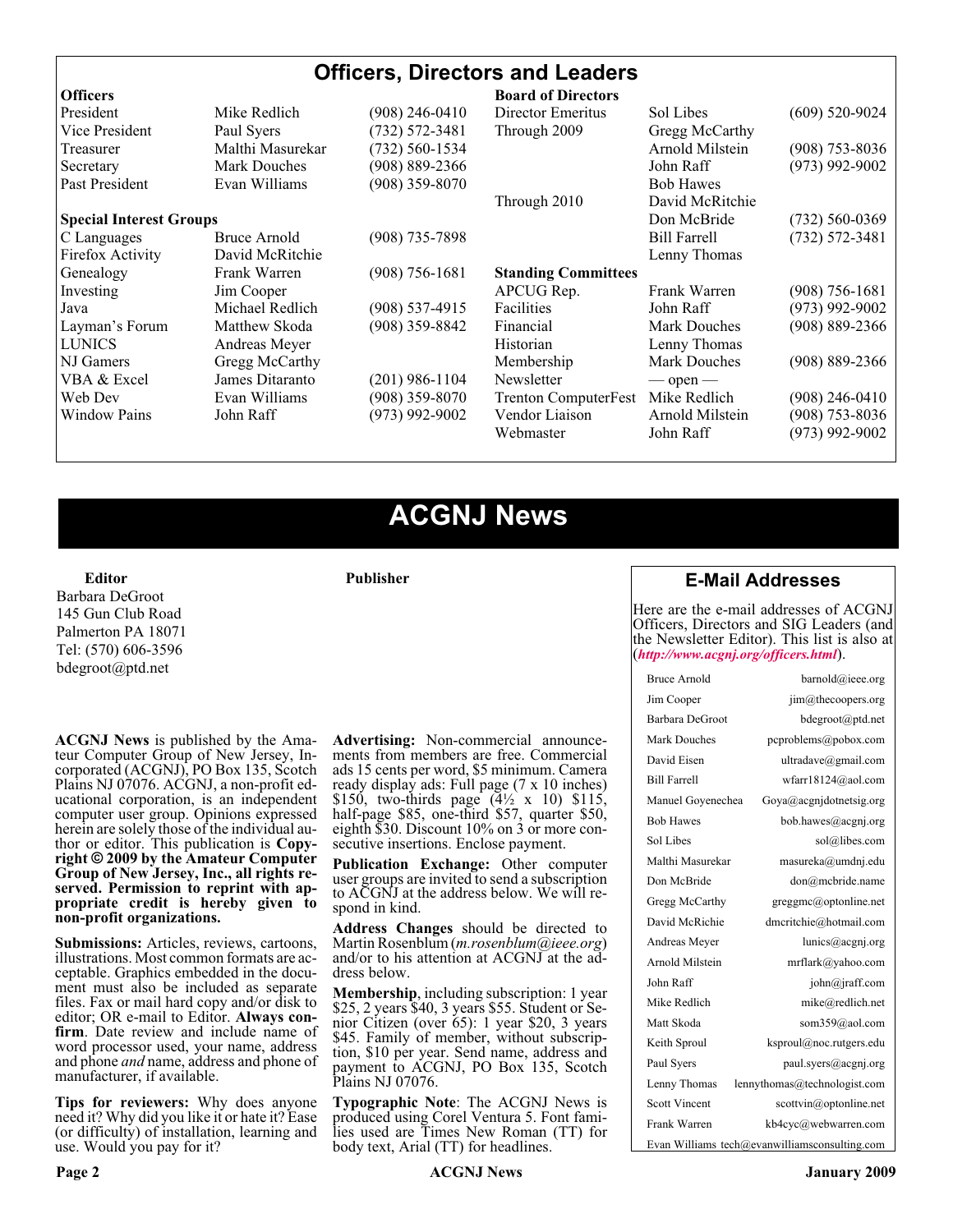## Officers, Directors and Leaders

| **Officers** | | |
|---|---|---|
| President | Mike Redlich | (908) 246-0410 |
| Vice President | Paul Syers | (732) 572-3481 |
| Treasurer | Malthi Masurekar | (732) 560-1534 |
| Secretary | Mark Douches | (908) 889-2366 |
| Past President | Evan Williams | (908) 359-8070 |

| **Special Interest Groups** | | |
|---|---|---|
| C Languages | Bruce Arnold | (908) 735-7898 |
| Firefox Activity | David McRitchie | |
| Genealogy | Frank Warren | (908) 756-1681 |
| Investing | Jim Cooper | |
| Java | Michael Redlich | (908) 537-4915 |
| Layman's Forum | Matthew Skoda | (908) 359-8842 |
| LUNICS | Andreas Meyer | |
| NJ Gamers | Gregg McCarthy | |
| VBA & Excel | James Ditaranto | (201) 986-1104 |
| Web Dev | Evan Williams | (908) 359-8070 |
| Window Pains | John Raff | (973) 992-9002 |

| **Board of Directors** | | |
|---|---|---|
| Director Emeritus | Sol Libes | (609) 520-9024 |
| Through 2009 | Gregg McCarthy | |
| | Arnold Milstein | (908) 753-8036 |
| | John Raff | (973) 992-9002 |
| | Bob Hawes | |
| Through 2010 | David McRitchie | |
| | Don McBride | (732) 560-0369 |
| | Bill Farrell | (732) 572-3481 |
| | Lenny Thomas | |

| **Standing Committees** | | |
|---|---|---|
| APCUG Rep. | Frank Warren | (908) 756-1681 |
| Facilities | John Raff | (973) 992-9002 |
| Financial | Mark Douches | (908) 889-2366 |
| Historian | Lenny Thomas | |
| Membership | Mark Douches | (908) 889-2366 |
| Newsletter | — open — | |
| Trenton ComputerFest | Mike Redlich | (908) 246-0410 |
| Vendor Liaison | Arnold Milstein | (908) 753-8036 |
| Webmaster | John Raff | (973) 992-9002 |

# ACGNJ News

**Editor**
Barbara DeGroot
145 Gun Club Road
Palmerton PA 18071
Tel: (570) 606-3596
bdegroot@ptd.net

**Publisher**

**ACGNJ News** is published by the Amateur Computer Group of New Jersey, Incorporated (ACGNJ), PO Box 135, Scotch Plains NJ 07076. ACGNJ, a non-profit educational corporation, is an independent computer user group. Opinions expressed herein are solely those of the individual author or editor. This publication is **Copyright © 2009 by the Amateur Computer Group of New Jersey, Inc., all rights reserved. Permission to reprint with appropriate credit is hereby given to non-profit organizations.**

**Submissions:** Articles, reviews, cartoons, illustrations. Most common formats are acceptable. Graphics embedded in the document must also be included as separate files. Fax or mail hard copy and/or disk to editor; OR e-mail to Editor. **Always confirm**. Date review and include name of word processor used, your name, address and phone *and* name, address and phone of manufacturer, if available.

**Tips for reviewers:** Why does anyone need it? Why did you like it or hate it? Ease (or difficulty) of installation, learning and use. Would you pay for it?

**Advertising:** Non-commercial announcements from members are free. Commercial ads 15 cents per word, $5 minimum. Camera ready display ads: Full page (7 x 10 inches) $150, two-thirds page (4½ x 10) $115, half-page $85, one-third $57, quarter $50, eighth $30. Discount 10% on 3 or more consecutive insertions. Enclose payment.

**Publication Exchange:** Other computer user groups are invited to send a subscription to ACGNJ at the address below. We will respond in kind.

**Address Changes** should be directed to Martin Rosenblum (*m.rosenblum@ieee.org*) and/or to his attention at ACGNJ at the address below.

**Membership**, including subscription: 1 year $25, 2 years $40, 3 years $55. Student or Senior Citizen (over 65): 1 year $20, 3 years $45. Family of member, without subscription, $10 per year. Send name, address and payment to ACGNJ, PO Box 135, Scotch Plains NJ 07076.

**Typographic Note**: The ACGNJ News is produced using Corel Ventura 5. Font families used are Times New Roman (TT) for body text, Arial (TT) for headlines.

## E-Mail Addresses

Here are the e-mail addresses of ACGNJ Officers, Directors and SIG Leaders (and the Newsletter Editor). This list is also at (***http://www.acgnj.org/officers.html***).

| | |
|---|---|
| Bruce Arnold | barnold@ieee.org |
| Jim Cooper | jim@thecoopers.org |
| Barbara DeGroot | bdegroot@ptd.net |
| Mark Douches | pcproblems@pobox.com |
| David Eisen | ultradave@gmail.com |
| Bill Farrell | wfarr18124@aol.com |
| Manuel Goyenechea | Goya@acgnjdotnetsig.org |
| Bob Hawes | bob.hawes@acgnj.org |
| Sol Libes | sol@libes.com |
| Malthi Masurekar | masureka@umdnj.edu |
| Don McBride | don@mcbride.name |
| Gregg McCarthy | greggmc@optonline.net |
| David McRichie | dmcritchie@hotmail.com |
| Andreas Meyer | lunics@acgnj.org |
| Arnold Milstein | mrflark@yahoo.com |
| John Raff | john@jraff.com |
| Mike Redlich | mike@redlich.net |
| Matt Skoda | som359@aol.com |
| Keith Sproul | ksproul@noc.rutgers.edu |
| Paul Syers | paul.syers@acgnj.org |
| Lenny Thomas | lennythomas@technologist.com |
| Scott Vincent | scottvin@optonline.net |
| Frank Warren | kb4cyc@webwarren.com |
| Evan Williams | tech@evanwilliamsconsulting.com |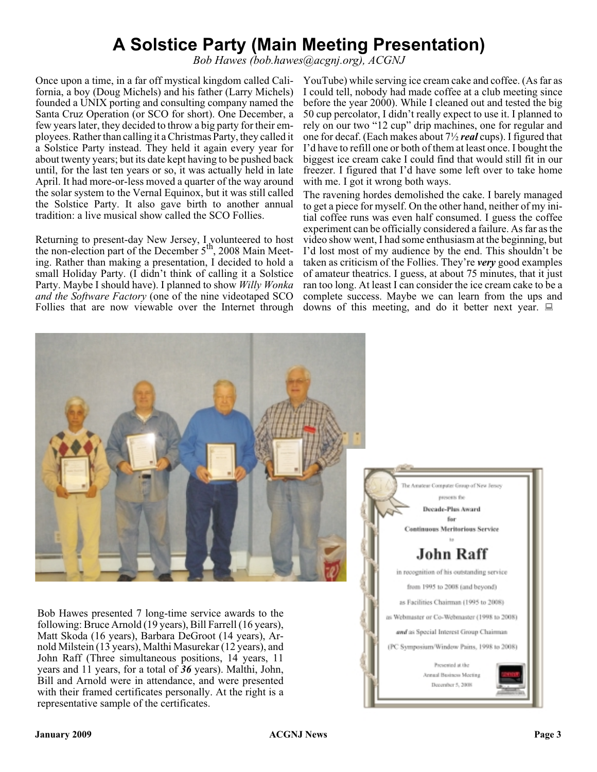# A Solstice Party (Main Meeting Presentation)

*Bob Hawes (bob.hawes@acgnj.org), ACGNJ*

Once upon a time, in a far off mystical kingdom called California, a boy (Doug Michels) and his father (Larry Michels) founded a UNIX porting and consulting company named the Santa Cruz Operation (or SCO for short). One December, a few years later, they decided to throw a big party for their employees. Rather than calling it a Christmas Party, they called it a Solstice Party instead. They held it again every year for about twenty years; but its date kept having to be pushed back until, for the last ten years or so, it was actually held in late April. It had more-or-less moved a quarter of the way around the solar system to the Vernal Equinox, but it was still called the Solstice Party. It also gave birth to another annual tradition: a live musical show called the SCO Follies.

Returning to present-day New Jersey, I volunteered to host the non-election part of the December 5th, 2008 Main Meeting. Rather than making a presentation, I decided to hold a small Holiday Party. (I didn't think of calling it a Solstice Party. Maybe I should have). I planned to show *Willy Wonka and the Software Factory* (one of the nine videotaped SCO Follies that are now viewable over the Internet through YouTube) while serving ice cream cake and coffee. (As far as I could tell, nobody had made coffee at a club meeting since before the year 2000). While I cleaned out and tested the big 50 cup percolator, I didn't really expect to use it. I planned to rely on our two "12 cup" drip machines, one for regular and one for decaf. (Each makes about 7½ ***real*** cups). I figured that I'd have to refill one or both of them at least once. I bought the biggest ice cream cake I could find that would still fit in our freezer. I figured that I'd have some left over to take home with me. I got it wrong both ways.

The ravening hordes demolished the cake. I barely managed to get a piece for myself. On the other hand, neither of my initial coffee runs was even half consumed. I guess the coffee experiment can be officially considered a failure. As far as the video show went, I had some enthusiasm at the beginning, but I'd lost most of my audience by the end. This shouldn't be taken as criticism of the Follies. They're ***very*** good examples of amateur theatrics. I guess, at about 75 minutes, that it just ran too long. At least I can consider the ice cream cake to be a complete success. Maybe we can learn from the ups and downs of this meeting, and do it better next year.

Bob Hawes presented 7 long-time service awards to the following: Bruce Arnold (19 years), Bill Farrell (16 years), Matt Skoda (16 years), Barbara DeGroot (14 years), Arnold Milstein (13 years), Malthi Masurekar (12 years), and John Raff (Three simultaneous positions, 14 years, 11 years and 11 years, for a total of ***36*** years). Malthi, John, Bill and Arnold were in attendance, and were presented with their framed certificates personally. At the right is a representative sample of the certificates.

The Amateur Computer Group of New Jersey

presents the

**Decade-Plus Award**

**for**

**Continuous Meritorious Service**

to

**John Raff**

in recognition of his outstanding service

from 1995 to 2008 (and beyond)

as Facilities Chairman (1995 to 2008)

as Webmaster or Co-Webmaster (1998 to 2008)

***and*** as Special Interest Group Chairman

(PC Symposium/Window Pains, 1998 to 2008)

Presented at the

Annual Business Meeting

December 5, 2008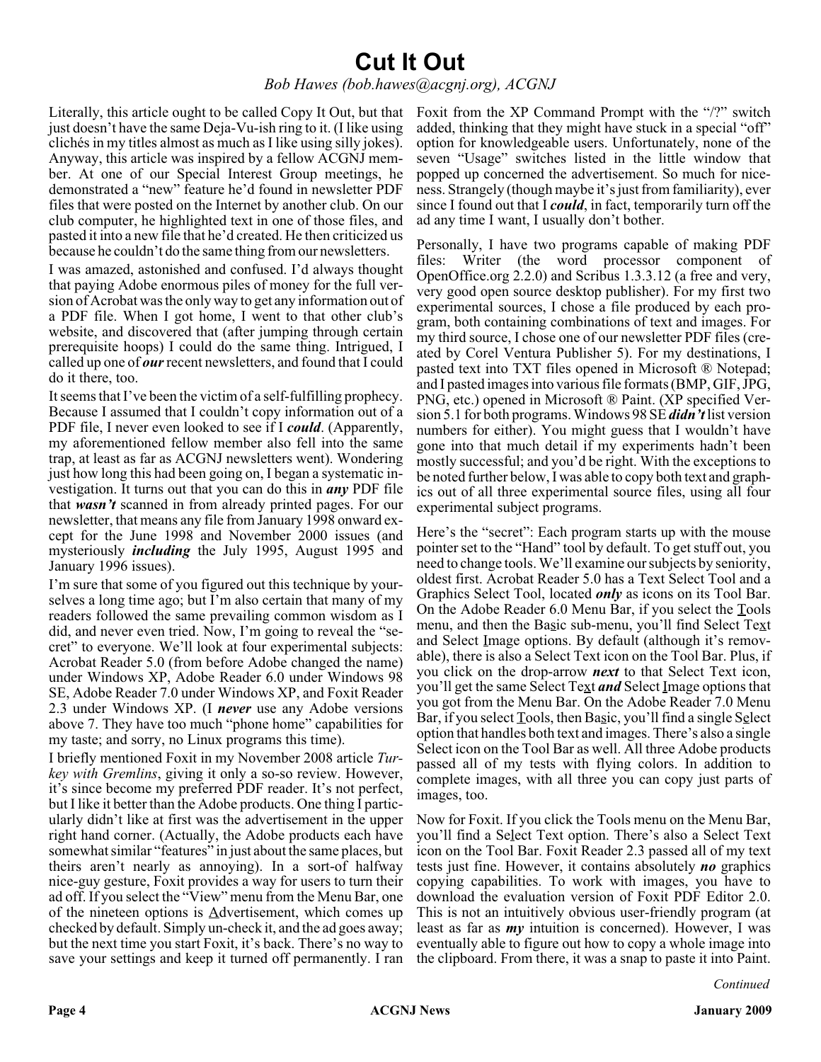// Cut It Out

*Bob Hawes (bob.hawes@acgnj.org), ACGNJ*

Literally, this article ought to be called Copy It Out, but that just doesn't have the same Deja-Vu-ish ring to it. (I like using clichés in my titles almost as much as I like using silly jokes). Anyway, this article was inspired by a fellow ACGNJ member. At one of our Special Interest Group meetings, he demonstrated a "new" feature he'd found in newsletter PDF files that were posted on the Internet by another club. On our club computer, he highlighted text in one of those files, and pasted it into a new file that he'd created. He then criticized us because he couldn't do the same thing from our newsletters.

I was amazed, astonished and confused. I'd always thought that paying Adobe enormous piles of money for the full version of Acrobat was the only way to get any information out of a PDF file. When I got home, I went to that other club's website, and discovered that (after jumping through certain prerequisite hoops) I could do the same thing. Intrigued, I called up one of ***our*** recent newsletters, and found that I could do it there, too.

It seems that I've been the victim of a self-fulfilling prophecy. Because I assumed that I couldn't copy information out of a PDF file, I never even looked to see if I ***could***. (Apparently, my aforementioned fellow member also fell into the same trap, at least as far as ACGNJ newsletters went). Wondering just how long this had been going on, I began a systematic investigation. It turns out that you can do this in ***any*** PDF file that ***wasn't*** scanned in from already printed pages. For our newsletter, that means any file from January 1998 onward except for the June 1998 and November 2000 issues (and mysteriously ***including*** the July 1995, August 1995 and January 1996 issues).

I'm sure that some of you figured out this technique by yourselves a long time ago; but I'm also certain that many of my readers followed the same prevailing common wisdom as I did, and never even tried. Now, I'm going to reveal the "secret" to everyone. We'll look at four experimental subjects: Acrobat Reader 5.0 (from before Adobe changed the name) under Windows XP, Adobe Reader 6.0 under Windows 98 SE, Adobe Reader 7.0 under Windows XP, and Foxit Reader 2.3 under Windows XP. (I ***never*** use any Adobe versions above 7. They have too much "phone home" capabilities for my taste; and sorry, no Linux programs this time).

I briefly mentioned Foxit in my November 2008 article *Turkey with Gremlins*, giving it only a so-so review. However, it's since become my preferred PDF reader. It's not perfect, but I like it better than the Adobe products. One thing I particularly didn't like at first was the advertisement in the upper right hand corner. (Actually, the Adobe products each have somewhat similar "features" in just about the same places, but theirs aren't nearly as annoying). In a sort-of halfway nice-guy gesture, Foxit provides a way for users to turn their ad off. If you select the "View" menu from the Menu Bar, one of the nineteen options is Advertisement, which comes up checked by default. Simply un-check it, and the ad goes away; but the next time you start Foxit, it's back. There's no way to save your settings and keep it turned off permanently. I ran Foxit from the XP Command Prompt with the "/?" switch added, thinking that they might have stuck in a special "off" option for knowledgeable users. Unfortunately, none of the seven "Usage" switches listed in the little window that popped up concerned the advertisement. So much for niceness. Strangely (though maybe it's just from familiarity), ever since I found out that I ***could***, in fact, temporarily turn off the ad any time I want, I usually don't bother.

Personally, I have two programs capable of making PDF files: Writer (the word processor component of OpenOffice.org 2.2.0) and Scribus 1.3.3.12 (a free and very, very good open source desktop publisher). For my first two experimental sources, I chose a file produced by each program, both containing combinations of text and images. For my third source, I chose one of our newsletter PDF files (created by Corel Ventura Publisher 5). For my destinations, I pasted text into TXT files opened in Microsoft ® Notepad; and I pasted images into various file formats (BMP, GIF, JPG, PNG, etc.) opened in Microsoft ® Paint. (XP specified Version 5.1 for both programs. Windows 98 SE ***didn't*** list version numbers for either). You might guess that I wouldn't have gone into that much detail if my experiments hadn't been mostly successful; and you'd be right. With the exceptions to be noted further below, I was able to copy both text and graphics out of all three experimental source files, using all four experimental subject programs.

Here's the "secret": Each program starts up with the mouse pointer set to the "Hand" tool by default. To get stuff out, you need to change tools. We'll examine our subjects by seniority, oldest first. Acrobat Reader 5.0 has a Text Select Tool and a Graphics Select Tool, located ***only*** as icons on its Tool Bar. On the Adobe Reader 6.0 Menu Bar, if you select the Tools menu, and then the Basic sub-menu, you'll find Select Text and Select Image options. By default (although it's removable), there is also a Select Text icon on the Tool Bar. Plus, if you click on the drop-arrow ***next*** to that Select Text icon, you'll get the same Select Text ***and*** Select Image options that you got from the Menu Bar. On the Adobe Reader 7.0 Menu Bar, if you select Tools, then Basic, you'll find a single Select option that handles both text and images. There's also a single Select icon on the Tool Bar as well. All three Adobe products passed all of my tests with flying colors. In addition to complete images, with all three you can copy just parts of images, too.

Now for Foxit. If you click the Tools menu on the Menu Bar, you'll find a Select Text option. There's also a Select Text icon on the Tool Bar. Foxit Reader 2.3 passed all of my text tests just fine. However, it contains absolutely ***no*** graphics copying capabilities. To work with images, you have to download the evaluation version of Foxit PDF Editor 2.0. This is not an intuitively obvious user-friendly program (at least as far as ***my*** intuition is concerned). However, I was eventually able to figure out how to copy a whole image into the clipboard. From there, it was a snap to paste it into Paint.

*Continued*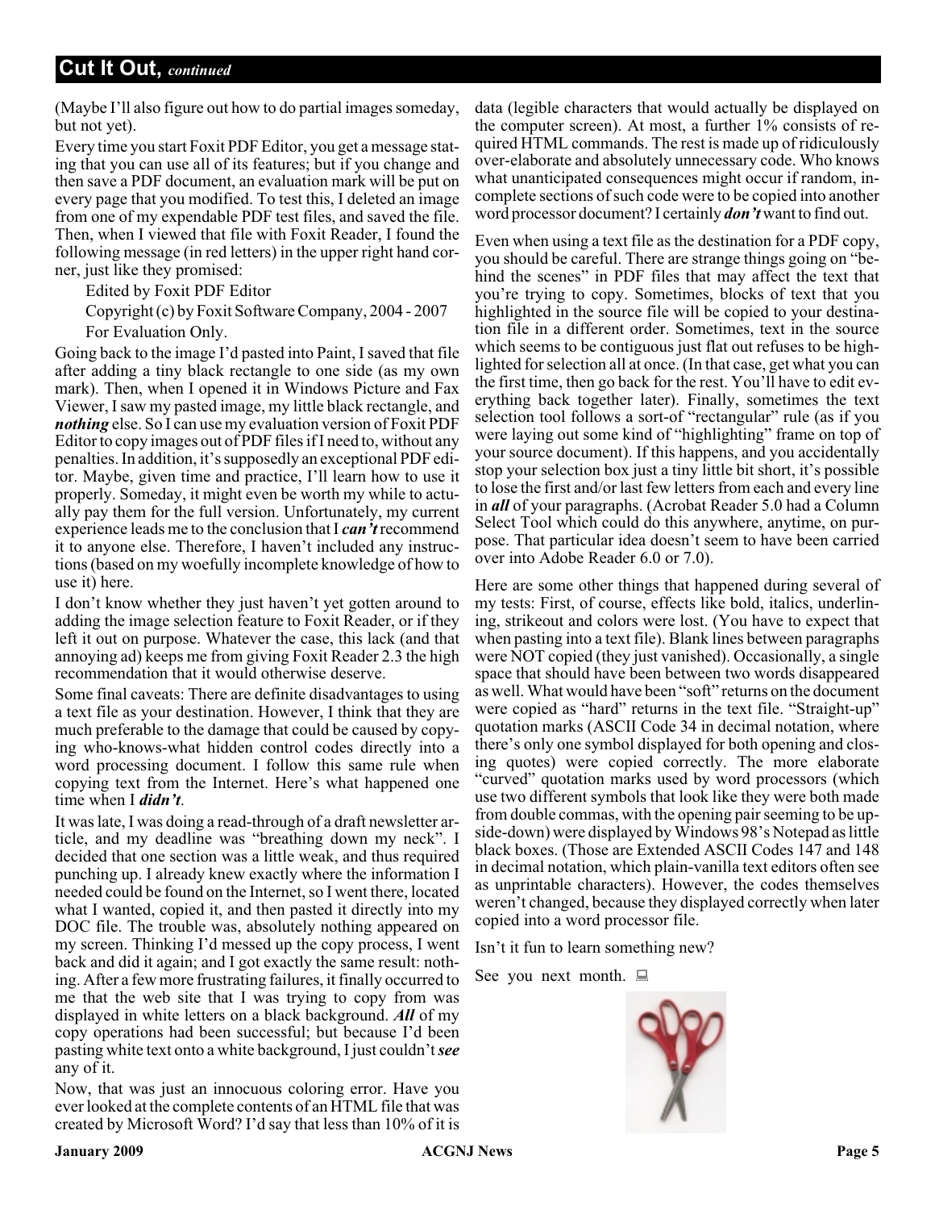## Cut It Out, *continued*

(Maybe I'll also figure out how to do partial images someday, but not yet).

Every time you start Foxit PDF Editor, you get a message stating that you can use all of its features; but if you change and then save a PDF document, an evaluation mark will be put on every page that you modified. To test this, I deleted an image from one of my expendable PDF test files, and saved the file. Then, when I viewed that file with Foxit Reader, I found the following message (in red letters) in the upper right hand corner, just like they promised:

Edited by Foxit PDF Editor
Copyright (c) by Foxit Software Company, 2004 - 2007
For Evaluation Only.

Going back to the image I'd pasted into Paint, I saved that file after adding a tiny black rectangle to one side (as my own mark). Then, when I opened it in Windows Picture and Fax Viewer, I saw my pasted image, my little black rectangle, and ***nothing*** else. So I can use my evaluation version of Foxit PDF Editor to copy images out of PDF files if I need to, without any penalties. In addition, it's supposedly an exceptional PDF editor. Maybe, given time and practice, I'll learn how to use it properly. Someday, it might even be worth my while to actually pay them for the full version. Unfortunately, my current experience leads me to the conclusion that I ***can't*** recommend it to anyone else. Therefore, I haven't included any instructions (based on my woefully incomplete knowledge of how to use it) here.

I don't know whether they just haven't yet gotten around to adding the image selection feature to Foxit Reader, or if they left it out on purpose. Whatever the case, this lack (and that annoying ad) keeps me from giving Foxit Reader 2.3 the high recommendation that it would otherwise deserve.

Some final caveats: There are definite disadvantages to using a text file as your destination. However, I think that they are much preferable to the damage that could be caused by copying who-knows-what hidden control codes directly into a word processing document. I follow this same rule when copying text from the Internet. Here's what happened one time when I ***didn't***.

It was late, I was doing a read-through of a draft newsletter article, and my deadline was "breathing down my neck". I decided that one section was a little weak, and thus required punching up. I already knew exactly where the information I needed could be found on the Internet, so I went there, located what I wanted, copied it, and then pasted it directly into my DOC file. The trouble was, absolutely nothing appeared on my screen. Thinking I'd messed up the copy process, I went back and did it again; and I got exactly the same result: nothing. After a few more frustrating failures, it finally occurred to me that the web site that I was trying to copy from was displayed in white letters on a black background. ***All*** of my copy operations had been successful; but because I'd been pasting white text onto a white background, I just couldn't ***see*** any of it.

Now, that was just an innocuous coloring error. Have you ever looked at the complete contents of an HTML file that was created by Microsoft Word? I'd say that less than 10% of it is data (legible characters that would actually be displayed on the computer screen). At most, a further 1% consists of required HTML commands. The rest is made up of ridiculously over-elaborate and absolutely unnecessary code. Who knows what unanticipated consequences might occur if random, incomplete sections of such code were to be copied into another word processor document? I certainly ***don't*** want to find out.

Even when using a text file as the destination for a PDF copy, you should be careful. There are strange things going on "behind the scenes" in PDF files that may affect the text that you're trying to copy. Sometimes, blocks of text that you highlighted in the source file will be copied to your destination file in a different order. Sometimes, text in the source which seems to be contiguous just flat out refuses to be highlighted for selection all at once. (In that case, get what you can the first time, then go back for the rest. You'll have to edit everything back together later). Finally, sometimes the text selection tool follows a sort-of "rectangular" rule (as if you were laying out some kind of "highlighting" frame on top of your source document). If this happens, and you accidentally stop your selection box just a tiny little bit short, it's possible to lose the first and/or last few letters from each and every line in ***all*** of your paragraphs. (Acrobat Reader 5.0 had a Column Select Tool which could do this anywhere, anytime, on purpose. That particular idea doesn't seem to have been carried over into Adobe Reader 6.0 or 7.0).

Here are some other things that happened during several of my tests: First, of course, effects like bold, italics, underlining, strikeout and colors were lost. (You have to expect that when pasting into a text file). Blank lines between paragraphs were NOT copied (they just vanished). Occasionally, a single space that should have been between two words disappeared as well. What would have been "soft" returns on the document were copied as "hard" returns in the text file. "Straight-up" quotation marks (ASCII Code 34 in decimal notation, where there's only one symbol displayed for both opening and closing quotes) were copied correctly. The more elaborate "curved" quotation marks used by word processors (which use two different symbols that look like they were both made from double commas, with the opening pair seeming to be upside-down) were displayed by Windows 98's Notepad as little black boxes. (Those are Extended ASCII Codes 147 and 148 in decimal notation, which plain-vanilla text editors often see as unprintable characters). However, the codes themselves weren't changed, because they displayed correctly when later copied into a word processor file.

Isn't it fun to learn something new?

See you next month.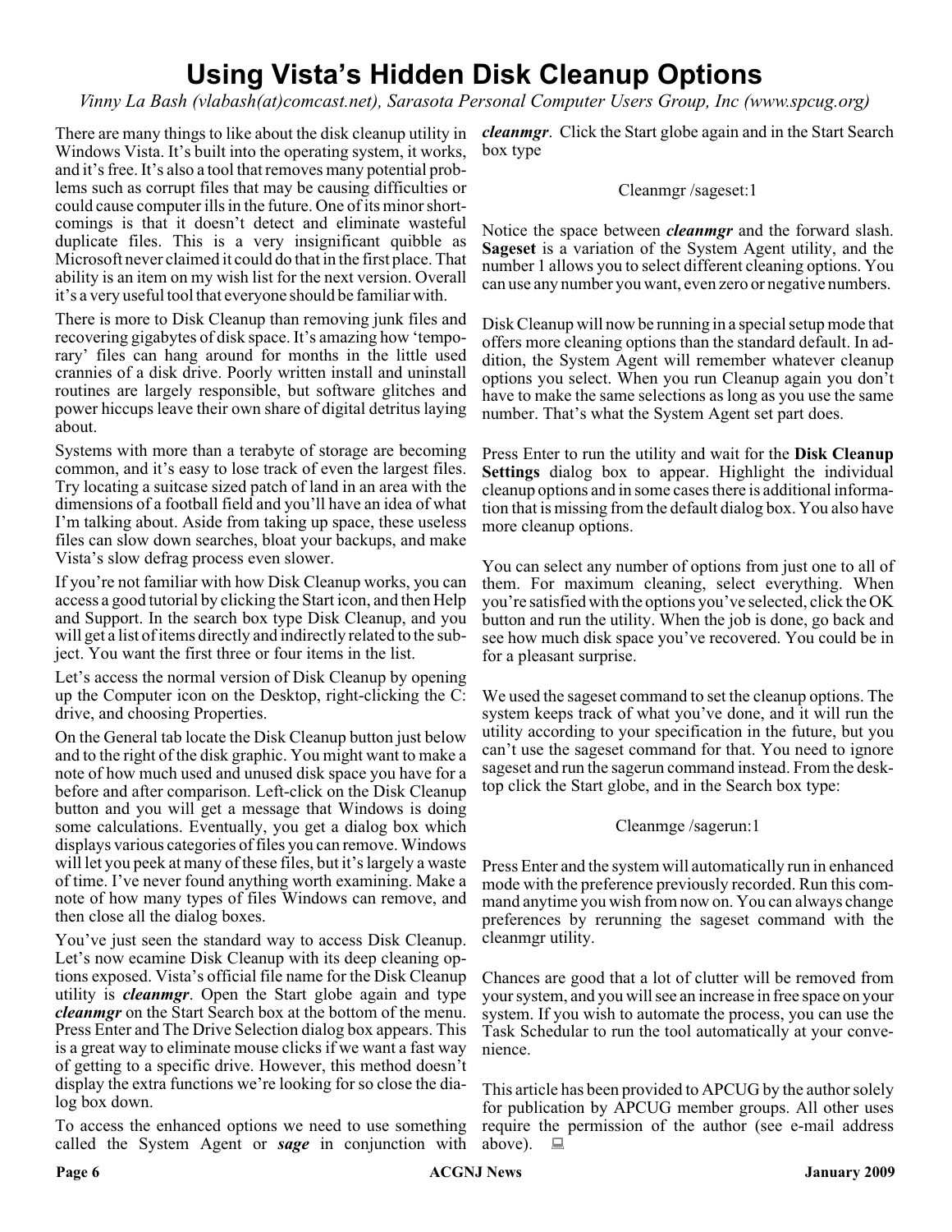# Using Vista's Hidden Disk Cleanup Options

*Vinny La Bash (vlabash(at)comcast.net), Sarasota Personal Computer Users Group, Inc (www.spcug.org)*

There are many things to like about the disk cleanup utility in Windows Vista. It's built into the operating system, it works, and it's free. It's also a tool that removes many potential problems such as corrupt files that may be causing difficulties or could cause computer ills in the future. One of its minor shortcomings is that it doesn't detect and eliminate wasteful duplicate files. This is a very insignificant quibble as Microsoft never claimed it could do that in the first place. That ability is an item on my wish list for the next version. Overall it's a very useful tool that everyone should be familiar with.

There is more to Disk Cleanup than removing junk files and recovering gigabytes of disk space. It's amazing how 'temporary' files can hang around for months in the little used crannies of a disk drive. Poorly written install and uninstall routines are largely responsible, but software glitches and power hiccups leave their own share of digital detritus laying about.

Systems with more than a terabyte of storage are becoming common, and it's easy to lose track of even the largest files. Try locating a suitcase sized patch of land in an area with the dimensions of a football field and you'll have an idea of what I'm talking about. Aside from taking up space, these useless files can slow down searches, bloat your backups, and make Vista's slow defrag process even slower.

If you're not familiar with how Disk Cleanup works, you can access a good tutorial by clicking the Start icon, and then Help and Support. In the search box type Disk Cleanup, and you will get a list of items directly and indirectly related to the subject. You want the first three or four items in the list.

Let's access the normal version of Disk Cleanup by opening up the Computer icon on the Desktop, right-clicking the C: drive, and choosing Properties.

On the General tab locate the Disk Cleanup button just below and to the right of the disk graphic. You might want to make a note of how much used and unused disk space you have for a before and after comparison. Left-click on the Disk Cleanup button and you will get a message that Windows is doing some calculations. Eventually, you get a dialog box which displays various categories of files you can remove. Windows will let you peek at many of these files, but it's largely a waste of time. I've never found anything worth examining. Make a note of how many types of files Windows can remove, and then close all the dialog boxes.

You've just seen the standard way to access Disk Cleanup. Let's now ecamine Disk Cleanup with its deep cleaning options exposed. Vista's official file name for the Disk Cleanup utility is ***cleanmgr***. Open the Start globe again and type ***cleanmgr*** on the Start Search box at the bottom of the menu. Press Enter and The Drive Selection dialog box appears. This is a great way to eliminate mouse clicks if we want a fast way of getting to a specific drive. However, this method doesn't display the extra functions we're looking for so close the dialog box down.

To access the enhanced options we need to use something called the System Agent or ***sage*** in conjunction with ***cleanmgr***. Click the Start globe again and in the Start Search box type

Cleanmgr /sageset:1

Notice the space between ***cleanmgr*** and the forward slash. **Sageset** is a variation of the System Agent utility, and the number 1 allows you to select different cleaning options. You can use any number you want, even zero or negative numbers.

Disk Cleanup will now be running in a special setup mode that offers more cleaning options than the standard default. In addition, the System Agent will remember whatever cleanup options you select. When you run Cleanup again you don't have to make the same selections as long as you use the same number. That's what the System Agent set part does.

Press Enter to run the utility and wait for the **Disk Cleanup Settings** dialog box to appear. Highlight the individual cleanup options and in some cases there is additional information that is missing from the default dialog box. You also have more cleanup options.

You can select any number of options from just one to all of them. For maximum cleaning, select everything. When you're satisfied with the options you've selected, click the OK button and run the utility. When the job is done, go back and see how much disk space you've recovered. You could be in for a pleasant surprise.

We used the sageset command to set the cleanup options. The system keeps track of what you've done, and it will run the utility according to your specification in the future, but you can't use the sageset command for that. You need to ignore sageset and run the sagerun command instead. From the desktop click the Start globe, and in the Search box type:

Cleanmge /sagerun:1

Press Enter and the system will automatically run in enhanced mode with the preference previously recorded. Run this command anytime you wish from now on. You can always change preferences by rerunning the sageset command with the cleanmgr utility.

Chances are good that a lot of clutter will be removed from your system, and you will see an increase in free space on your system. If you wish to automate the process, you can use the Task Schedular to run the tool automatically at your convenience.

This article has been provided to APCUG by the author solely for publication by APCUG member groups. All other uses require the permission of the author (see e-mail address above).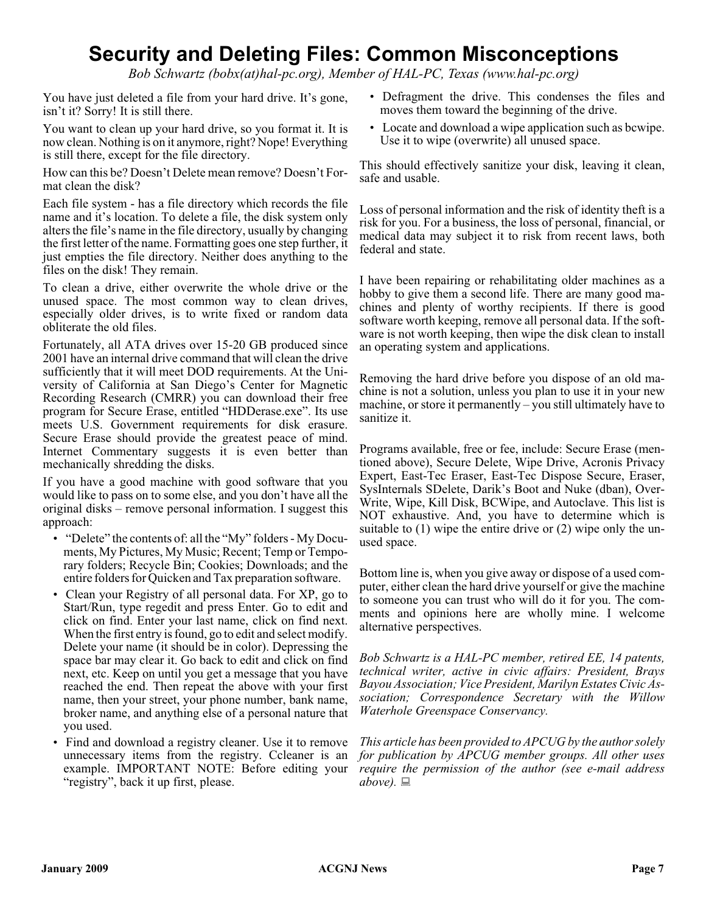# Security and Deleting Files: Common Misconceptions

*Bob Schwartz (bobx(at)hal-pc.org), Member of HAL-PC, Texas (www.hal-pc.org)*

You have just deleted a file from your hard drive. It's gone, isn't it? Sorry! It is still there.

You want to clean up your hard drive, so you format it. It is now clean. Nothing is on it anymore, right? Nope! Everything is still there, except for the file directory.

How can this be? Doesn't Delete mean remove? Doesn't Format clean the disk?

Each file system - has a file directory which records the file name and it's location. To delete a file, the disk system only alters the file's name in the file directory, usually by changing the first letter of the name. Formatting goes one step further, it just empties the file directory. Neither does anything to the files on the disk! They remain.

To clean a drive, either overwrite the whole drive or the unused space. The most common way to clean drives, especially older drives, is to write fixed or random data obliterate the old files.

Fortunately, all ATA drives over 15-20 GB produced since 2001 have an internal drive command that will clean the drive sufficiently that it will meet DOD requirements. At the University of California at San Diego's Center for Magnetic Recording Research (CMRR) you can download their free program for Secure Erase, entitled "HDDerase.exe". Its use meets U.S. Government requirements for disk erasure. Secure Erase should provide the greatest peace of mind. Internet Commentary suggests it is even better than mechanically shredding the disks.

If you have a good machine with good software that you would like to pass on to some else, and you don't have all the original disks – remove personal information. I suggest this approach:

- "Delete" the contents of: all the "My" folders - My Documents, My Pictures, My Music; Recent; Temp or Temporary folders; Recycle Bin; Cookies; Downloads; and the entire folders for Quicken and Tax preparation software.
- Clean your Registry of all personal data. For XP, go to Start/Run, type regedit and press Enter. Go to edit and click on find. Enter your last name, click on find next. When the first entry is found, go to edit and select modify. Delete your name (it should be in color). Depressing the space bar may clear it. Go back to edit and click on find next, etc. Keep on until you get a message that you have reached the end. Then repeat the above with your first name, then your street, your phone number, bank name, broker name, and anything else of a personal nature that you used.
- Find and download a registry cleaner. Use it to remove unnecessary items from the registry. Ccleaner is an example. IMPORTANT NOTE: Before editing your "registry", back it up first, please.
- Defragment the drive. This condenses the files and moves them toward the beginning of the drive.
- Locate and download a wipe application such as bcwipe. Use it to wipe (overwrite) all unused space.

This should effectively sanitize your disk, leaving it clean, safe and usable.

Loss of personal information and the risk of identity theft is a risk for you. For a business, the loss of personal, financial, or medical data may subject it to risk from recent laws, both federal and state.

I have been repairing or rehabilitating older machines as a hobby to give them a second life. There are many good machines and plenty of worthy recipients. If there is good software worth keeping, remove all personal data. If the software is not worth keeping, then wipe the disk clean to install an operating system and applications.

Removing the hard drive before you dispose of an old machine is not a solution, unless you plan to use it in your new machine, or store it permanently – you still ultimately have to sanitize it.

Programs available, free or fee, include: Secure Erase (mentioned above), Secure Delete, Wipe Drive, Acronis Privacy Expert, East-Tec Eraser, East-Tec Dispose Secure, Eraser, SysInternals SDelete, Darik's Boot and Nuke (dban), Over-Write, Wipe, Kill Disk, BCWipe, and Autoclave. This list is NOT exhaustive. And, you have to determine which is suitable to (1) wipe the entire drive or (2) wipe only the unused space.

Bottom line is, when you give away or dispose of a used computer, either clean the hard drive yourself or give the machine to someone you can trust who will do it for you. The comments and opinions here are wholly mine. I welcome alternative perspectives.

*Bob Schwartz is a HAL-PC member, retired EE, 14 patents, technical writer, active in civic affairs: President, Brays Bayou Association; Vice President, Marilyn Estates Civic Association; Correspondence Secretary with the Willow Waterhole Greenspace Conservancy.*

*This article has been provided to APCUG by the author solely for publication by APCUG member groups. All other uses require the permission of the author (see e-mail address above).*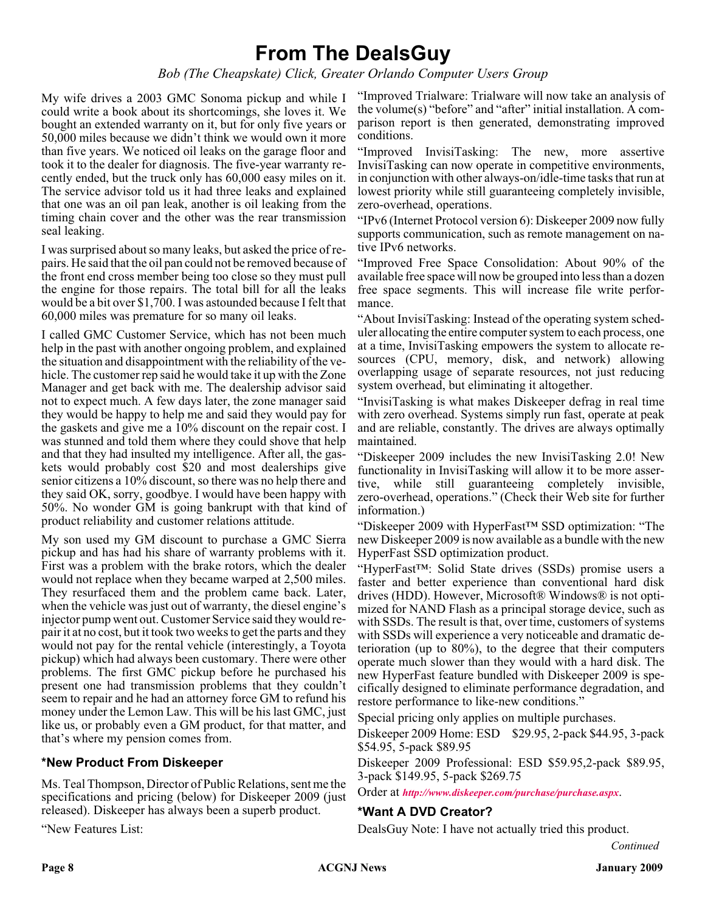# From The DealsGuy

*Bob (The Cheapskate) Click, Greater Orlando Computer Users Group*

My wife drives a 2003 GMC Sonoma pickup and while I could write a book about its shortcomings, she loves it. We bought an extended warranty on it, but for only five years or 50,000 miles because we didn't think we would own it more than five years. We noticed oil leaks on the garage floor and took it to the dealer for diagnosis. The five-year warranty recently ended, but the truck only has 60,000 easy miles on it. The service advisor told us it had three leaks and explained that one was an oil pan leak, another is oil leaking from the timing chain cover and the other was the rear transmission seal leaking.

I was surprised about so many leaks, but asked the price of repairs. He said that the oil pan could not be removed because of the front end cross member being too close so they must pull the engine for those repairs. The total bill for all the leaks would be a bit over $1,700. I was astounded because I felt that 60,000 miles was premature for so many oil leaks.

I called GMC Customer Service, which has not been much help in the past with another ongoing problem, and explained the situation and disappointment with the reliability of the vehicle. The customer rep said he would take it up with the Zone Manager and get back with me. The dealership advisor said not to expect much. A few days later, the zone manager said they would be happy to help me and said they would pay for the gaskets and give me a 10% discount on the repair cost. I was stunned and told them where they could shove that help and that they had insulted my intelligence. After all, the gaskets would probably cost $20 and most dealerships give senior citizens a 10% discount, so there was no help there and they said OK, sorry, goodbye. I would have been happy with 50%. No wonder GM is going bankrupt with that kind of product reliability and customer relations attitude.

My son used my GM discount to purchase a GMC Sierra pickup and has had his share of warranty problems with it. First was a problem with the brake rotors, which the dealer would not replace when they became warped at 2,500 miles. They resurfaced them and the problem came back. Later, when the vehicle was just out of warranty, the diesel engine's injector pump went out. Customer Service said they would repair it at no cost, but it took two weeks to get the parts and they would not pay for the rental vehicle (interestingly, a Toyota pickup) which had always been customary. There were other problems. The first GMC pickup before he purchased his present one had transmission problems that they couldn't seem to repair and he had an attorney force GM to refund his money under the Lemon Law. This will be his last GMC, just like us, or probably even a GM product, for that matter, and that's where my pension comes from.

### *New Product From Diskeeper

Ms. Teal Thompson, Director of Public Relations, sent me the specifications and pricing (below) for Diskeeper 2009 (just released). Diskeeper has always been a superb product.

"New Features List:

"Improved Trialware: Trialware will now take an analysis of the volume(s) "before" and "after" initial installation. A comparison report is then generated, demonstrating improved conditions.

"Improved InvisiTasking: The new, more assertive InvisiTasking can now operate in competitive environments, in conjunction with other always-on/idle-time tasks that run at lowest priority while still guaranteeing completely invisible, zero-overhead, operations.

"IPv6 (Internet Protocol version 6): Diskeeper 2009 now fully supports communication, such as remote management on native IPv6 networks.

"Improved Free Space Consolidation: About 90% of the available free space will now be grouped into less than a dozen free space segments. This will increase file write performance.

"About InvisiTasking: Instead of the operating system scheduler allocating the entire computer system to each process, one at a time, InvisiTasking empowers the system to allocate resources (CPU, memory, disk, and network) allowing overlapping usage of separate resources, not just reducing system overhead, but eliminating it altogether.

"InvisiTasking is what makes Diskeeper defrag in real time with zero overhead. Systems simply run fast, operate at peak and are reliable, constantly. The drives are always optimally maintained.

"Diskeeper 2009 includes the new InvisiTasking 2.0! New functionality in InvisiTasking will allow it to be more assertive, while still guaranteeing completely invisible, zero-overhead, operations." (Check their Web site for further information.)

"Diskeeper 2009 with HyperFast™ SSD optimization: "The new Diskeeper 2009 is now available as a bundle with the new HyperFast SSD optimization product.

"HyperFast™: Solid State drives (SSDs) promise users a faster and better experience than conventional hard disk drives (HDD). However, Microsoft® Windows® is not optimized for NAND Flash as a principal storage device, such as with SSDs. The result is that, over time, customers of systems with SSDs will experience a very noticeable and dramatic deterioration (up to 80%), to the degree that their computers operate much slower than they would with a hard disk. The new HyperFast feature bundled with Diskeeper 2009 is specifically designed to eliminate performance degradation, and restore performance to like-new conditions."

Special pricing only applies on multiple purchases.

Diskeeper 2009 Home: ESD $29.95, 2-pack $44.95, 3-pack $54.95, 5-pack $89.95

Diskeeper 2009 Professional: ESD $59.95,2-pack $89.95, 3-pack $149.95, 5-pack $269.75

Order at *http://www.diskeeper.com/purchase/purchase.aspx*.

### *Want A DVD Creator?

DealsGuy Note: I have not actually tried this product.

*Continued*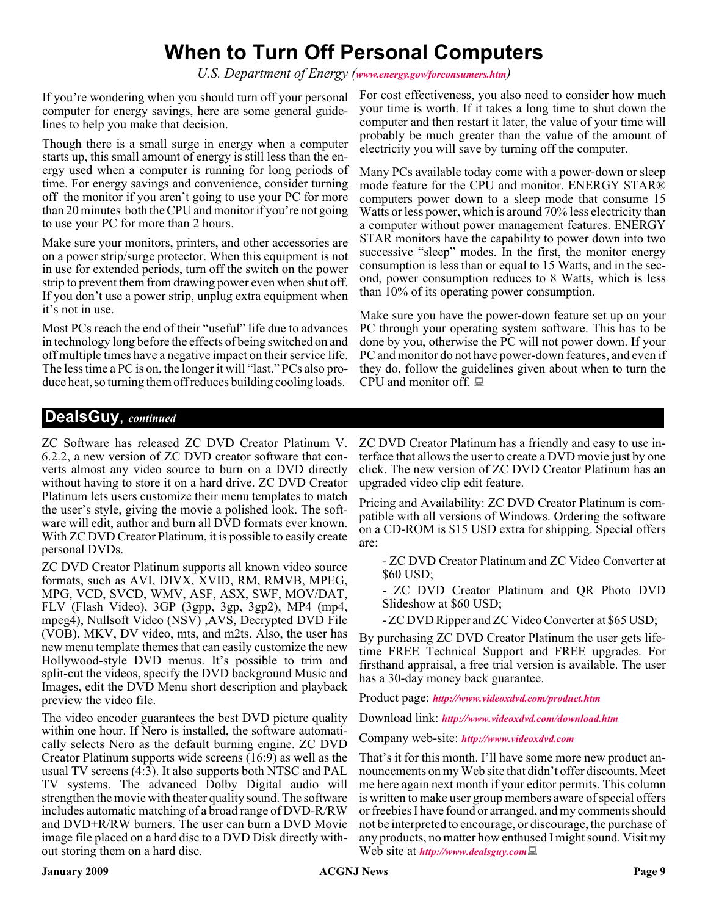# When to Turn Off Personal Computers

*U.S. Department of Energy (www.energy.gov/forconsumers.htm)*

If you're wondering when you should turn off your personal computer for energy savings, here are some general guidelines to help you make that decision.

Though there is a small surge in energy when a computer starts up, this small amount of energy is still less than the energy used when a computer is running for long periods of time. For energy savings and convenience, consider turning off the monitor if you aren't going to use your PC for more than 20 minutes both the CPU and monitor if you're not going to use your PC for more than 2 hours.

Make sure your monitors, printers, and other accessories are on a power strip/surge protector. When this equipment is not in use for extended periods, turn off the switch on the power strip to prevent them from drawing power even when shut off. If you don't use a power strip, unplug extra equipment when it's not in use.

Most PCs reach the end of their "useful" life due to advances in technology long before the effects of being switched on and off multiple times have a negative impact on their service life. The less time a PC is on, the longer it will "last." PCs also produce heat, so turning them off reduces building cooling loads.

For cost effectiveness, you also need to consider how much your time is worth. If it takes a long time to shut down the computer and then restart it later, the value of your time will probably be much greater than the value of the amount of electricity you will save by turning off the computer.

Many PCs available today come with a power-down or sleep mode feature for the CPU and monitor. ENERGY STAR® computers power down to a sleep mode that consume 15 Watts or less power, which is around 70% less electricity than a computer without power management features. ENERGY STAR monitors have the capability to power down into two successive "sleep" modes. In the first, the monitor energy consumption is less than or equal to 15 Watts, and in the second, power consumption reduces to 8 Watts, which is less than 10% of its operating power consumption.

Make sure you have the power-down feature set up on your PC through your operating system software. This has to be done by you, otherwise the PC will not power down. If your PC and monitor do not have power-down features, and even if they do, follow the guidelines given about when to turn the CPU and monitor off.

## DealsGuy, *continued*

ZC Software has released ZC DVD Creator Platinum V. 6.2.2, a new version of ZC DVD creator software that converts almost any video source to burn on a DVD directly without having to store it on a hard drive. ZC DVD Creator Platinum lets users customize their menu templates to match the user's style, giving the movie a polished look. The software will edit, author and burn all DVD formats ever known. With ZC DVD Creator Platinum, it is possible to easily create personal DVDs.

ZC DVD Creator Platinum supports all known video source formats, such as AVI, DIVX, XVID, RM, RMVB, MPEG, MPG, VCD, SVCD, WMV, ASF, ASX, SWF, MOV/DAT, FLV (Flash Video), 3GP (3gpp, 3gp, 3gp2), MP4 (mp4, mpeg4), Nullsoft Video (NSV) ,AVS, Decrypted DVD File (VOB), MKV, DV video, mts, and m2ts. Also, the user has new menu template themes that can easily customize the new Hollywood-style DVD menus. It's possible to trim and split-cut the videos, specify the DVD background Music and Images, edit the DVD Menu short description and playback preview the video file.

The video encoder guarantees the best DVD picture quality within one hour. If Nero is installed, the software automatically selects Nero as the default burning engine. ZC DVD Creator Platinum supports wide screens (16:9) as well as the usual TV screens (4:3). It also supports both NTSC and PAL TV systems. The advanced Dolby Digital audio will strengthen the movie with theater quality sound. The software includes automatic matching of a broad range of DVD-R/RW and DVD+R/RW burners. The user can burn a DVD Movie image file placed on a hard disc to a DVD Disk directly without storing them on a hard disc.

ZC DVD Creator Platinum has a friendly and easy to use interface that allows the user to create a DVD movie just by one click. The new version of ZC DVD Creator Platinum has an upgraded video clip edit feature.

Pricing and Availability: ZC DVD Creator Platinum is compatible with all versions of Windows. Ordering the software on a CD-ROM is $15 USD extra for shipping. Special offers are:

- ZC DVD Creator Platinum and ZC Video Converter at $60 USD;
- ZC DVD Creator Platinum and QR Photo DVD Slideshow at $60 USD;
- ZC DVD Ripper and ZC Video Converter at $65 USD;

By purchasing ZC DVD Creator Platinum the user gets lifetime FREE Technical Support and FREE upgrades. For firsthand appraisal, a free trial version is available. The user has a 30-day money back guarantee.

Product page: ***http://www.videoxdvd.com/product.htm***

Download link: ***http://www.videoxdvd.com/download.htm***

Company web-site: ***http://www.videoxdvd.com***

That's it for this month. I'll have some more new product announcements on my Web site that didn't offer discounts. Meet me here again next month if your editor permits. This column is written to make user group members aware of special offers or freebies I have found or arranged, and my comments should not be interpreted to encourage, or discourage, the purchase of any products, no matter how enthused I might sound. Visit my Web site at ***http://www.dealsguy.com***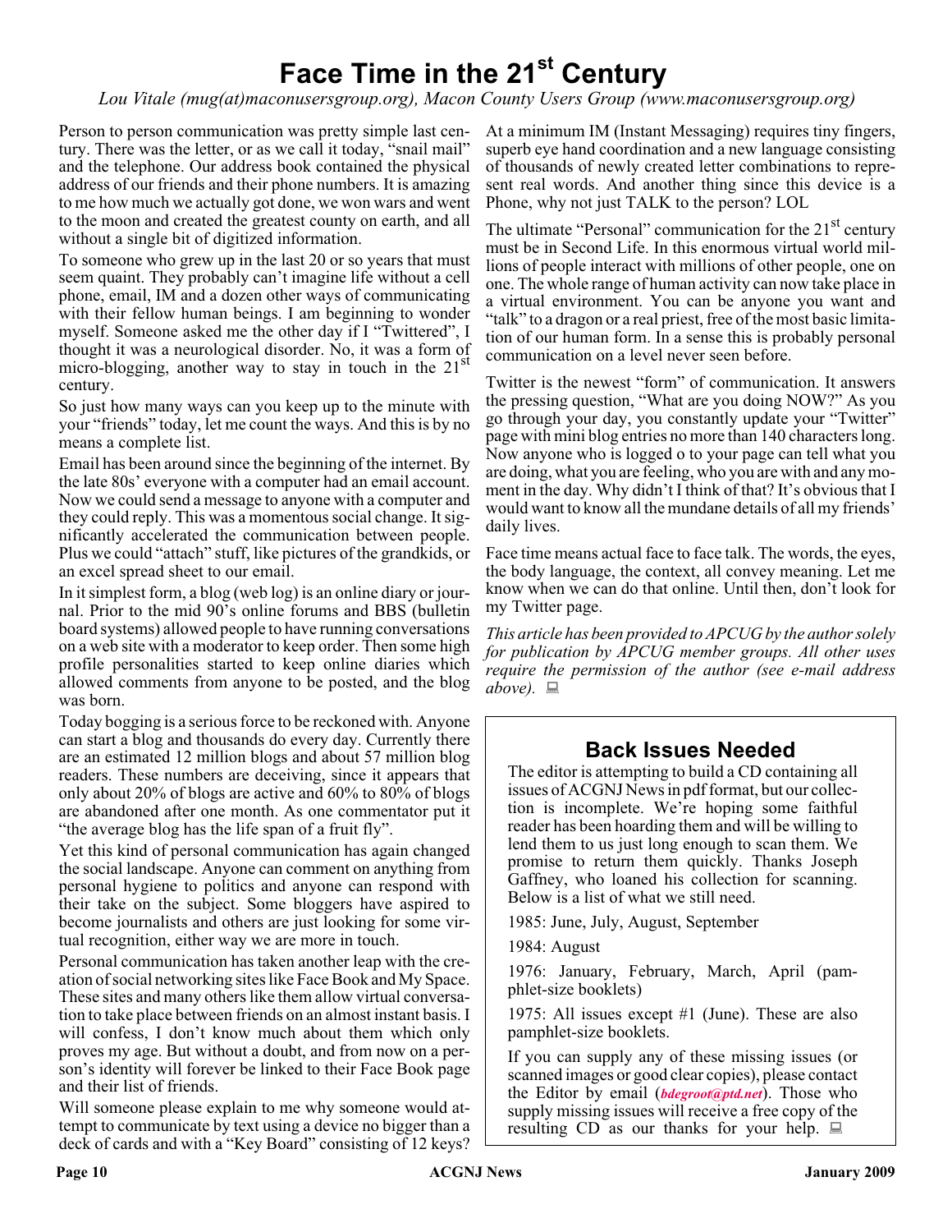# Face Time in the 21st Century

*Lou Vitale (mug(at)maconusersgroup.org), Macon County Users Group (www.maconusersgroup.org)*

Person to person communication was pretty simple last century. There was the letter, or as we call it today, "snail mail" and the telephone. Our address book contained the physical address of our friends and their phone numbers. It is amazing to me how much we actually got done, we won wars and went to the moon and created the greatest county on earth, and all without a single bit of digitized information.

To someone who grew up in the last 20 or so years that must seem quaint. They probably can't imagine life without a cell phone, email, IM and a dozen other ways of communicating with their fellow human beings. I am beginning to wonder myself. Someone asked me the other day if I "Twittered", I thought it was a neurological disorder. No, it was a form of micro-blogging, another way to stay in touch in the 21st century.

So just how many ways can you keep up to the minute with your "friends" today, let me count the ways. And this is by no means a complete list.

Email has been around since the beginning of the internet. By the late 80s' everyone with a computer had an email account. Now we could send a message to anyone with a computer and they could reply. This was a momentous social change. It significantly accelerated the communication between people. Plus we could "attach" stuff, like pictures of the grandkids, or an excel spread sheet to our email.

In it simplest form, a blog (web log) is an online diary or journal. Prior to the mid 90's online forums and BBS (bulletin board systems) allowed people to have running conversations on a web site with a moderator to keep order. Then some high profile personalities started to keep online diaries which allowed comments from anyone to be posted, and the blog was born.

Today bogging is a serious force to be reckoned with. Anyone can start a blog and thousands do every day. Currently there are an estimated 12 million blogs and about 57 million blog readers. These numbers are deceiving, since it appears that only about 20% of blogs are active and 60% to 80% of blogs are abandoned after one month. As one commentator put it "the average blog has the life span of a fruit fly".

Yet this kind of personal communication has again changed the social landscape. Anyone can comment on anything from personal hygiene to politics and anyone can respond with their take on the subject. Some bloggers have aspired to become journalists and others are just looking for some virtual recognition, either way we are more in touch.

Personal communication has taken another leap with the creation of social networking sites like Face Book and My Space. These sites and many others like them allow virtual conversation to take place between friends on an almost instant basis. I will confess, I don't know much about them which only proves my age. But without a doubt, and from now on a person's identity will forever be linked to their Face Book page and their list of friends.

Will someone please explain to me why someone would attempt to communicate by text using a device no bigger than a deck of cards and with a "Key Board" consisting of 12 keys? At a minimum IM (Instant Messaging) requires tiny fingers, superb eye hand coordination and a new language consisting of thousands of newly created letter combinations to represent real words. And another thing since this device is a Phone, why not just TALK to the person? LOL

The ultimate "Personal" communication for the 21st century must be in Second Life. In this enormous virtual world millions of people interact with millions of other people, one on one. The whole range of human activity can now take place in a virtual environment. You can be anyone you want and "talk" to a dragon or a real priest, free of the most basic limitation of our human form. In a sense this is probably personal communication on a level never seen before.

Twitter is the newest "form" of communication. It answers the pressing question, "What are you doing NOW?" As you go through your day, you constantly update your "Twitter" page with mini blog entries no more than 140 characters long. Now anyone who is logged o to your page can tell what you are doing, what you are feeling, who you are with and any moment in the day. Why didn't I think of that? It's obvious that I would want to know all the mundane details of all my friends' daily lives.

Face time means actual face to face talk. The words, the eyes, the body language, the context, all convey meaning. Let me know when we can do that online. Until then, don't look for my Twitter page.

*This article has been provided to APCUG by the author solely for publication by APCUG member groups. All other uses require the permission of the author (see e-mail address above).*

## Back Issues Needed

The editor is attempting to build a CD containing all issues of ACGNJ News in pdf format, but our collection is incomplete. We're hoping some faithful reader has been hoarding them and will be willing to lend them to us just long enough to scan them. We promise to return them quickly. Thanks Joseph Gaffney, who loaned his collection for scanning. Below is a list of what we still need.

1985: June, July, August, September

1984: August

1976: January, February, March, April (pamphlet-size booklets)

1975: All issues except #1 (June). These are also pamphlet-size booklets.

If you can supply any of these missing issues (or scanned images or good clear copies), please contact the Editor by email (***bdegroot@ptd.net***). Those who supply missing issues will receive a free copy of the resulting CD as our thanks for your help.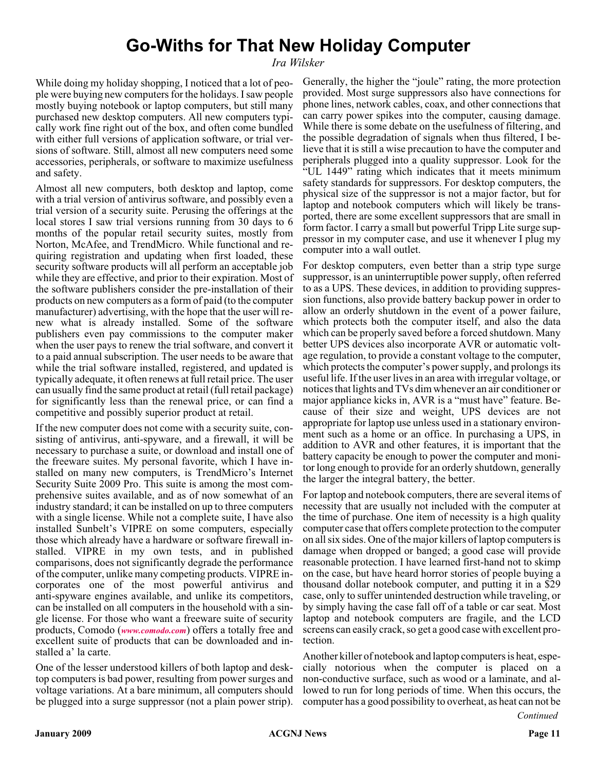# Go-Withs for That New Holiday Computer

*Ira Wilsker*

While doing my holiday shopping, I noticed that a lot of people were buying new computers for the holidays. I saw people mostly buying notebook or laptop computers, but still many purchased new desktop computers. All new computers typically work fine right out of the box, and often come bundled with either full versions of application software, or trial versions of software. Still, almost all new computers need some accessories, peripherals, or software to maximize usefulness and safety.

Almost all new computers, both desktop and laptop, come with a trial version of antivirus software, and possibly even a trial version of a security suite. Perusing the offerings at the local stores I saw trial versions running from 30 days to 6 months of the popular retail security suites, mostly from Norton, McAfee, and TrendMicro. While functional and requiring registration and updating when first loaded, these security software products will all perform an acceptable job while they are effective, and prior to their expiration. Most of the software publishers consider the pre-installation of their products on new computers as a form of paid (to the computer manufacturer) advertising, with the hope that the user will renew what is already installed. Some of the software publishers even pay commissions to the computer maker when the user pays to renew the trial software, and convert it to a paid annual subscription. The user needs to be aware that while the trial software installed, registered, and updated is typically adequate, it often renews at full retail price. The user can usually find the same product at retail (full retail package) for significantly less than the renewal price, or can find a competitive and possibly superior product at retail.

If the new computer does not come with a security suite, consisting of antivirus, anti-spyware, and a firewall, it will be necessary to purchase a suite, or download and install one of the freeware suites. My personal favorite, which I have installed on many new computers, is TrendMicro's Internet Security Suite 2009 Pro. This suite is among the most comprehensive suites available, and as of now somewhat of an industry standard; it can be installed on up to three computers with a single license. While not a complete suite, I have also installed Sunbelt's VIPRE on some computers, especially those which already have a hardware or software firewall installed. VIPRE in my own tests, and in published comparisons, does not significantly degrade the performance of the computer, unlike many competing products. VIPRE incorporates one of the most powerful antivirus and anti-spyware engines available, and unlike its competitors, can be installed on all computers in the household with a single license. For those who want a freeware suite of security products, Comodo (*www.comodo.com*) offers a totally free and excellent suite of products that can be downloaded and installed a' la carte.

One of the lesser understood killers of both laptop and desktop computers is bad power, resulting from power surges and voltage variations. At a bare minimum, all computers should be plugged into a surge suppressor (not a plain power strip). Generally, the higher the "joule" rating, the more protection provided. Most surge suppressors also have connections for phone lines, network cables, coax, and other connections that can carry power spikes into the computer, causing damage. While there is some debate on the usefulness of filtering, and the possible degradation of signals when thus filtered, I believe that it is still a wise precaution to have the computer and peripherals plugged into a quality suppressor. Look for the "UL 1449" rating which indicates that it meets minimum safety standards for suppressors. For desktop computers, the physical size of the suppressor is not a major factor, but for laptop and notebook computers which will likely be transported, there are some excellent suppressors that are small in form factor. I carry a small but powerful Tripp Lite surge suppressor in my computer case, and use it whenever I plug my computer into a wall outlet.

For desktop computers, even better than a strip type surge suppressor, is an uninterruptible power supply, often referred to as a UPS. These devices, in addition to providing suppression functions, also provide battery backup power in order to allow an orderly shutdown in the event of a power failure, which protects both the computer itself, and also the data which can be properly saved before a forced shutdown. Many better UPS devices also incorporate AVR or automatic voltage regulation, to provide a constant voltage to the computer, which protects the computer's power supply, and prolongs its useful life. If the user lives in an area with irregular voltage, or notices that lights and TVs dim whenever an air conditioner or major appliance kicks in, AVR is a "must have" feature. Because of their size and weight, UPS devices are not appropriate for laptop use unless used in a stationary environment such as a home or an office. In purchasing a UPS, in addition to AVR and other features, it is important that the battery capacity be enough to power the computer and monitor long enough to provide for an orderly shutdown, generally the larger the integral battery, the better.

For laptop and notebook computers, there are several items of necessity that are usually not included with the computer at the time of purchase. One item of necessity is a high quality computer case that offers complete protection to the computer on all six sides. One of the major killers of laptop computers is damage when dropped or banged; a good case will provide reasonable protection. I have learned first-hand not to skimp on the case, but have heard horror stories of people buying a thousand dollar notebook computer, and putting it in a $29 case, only to suffer unintended destruction while traveling, or by simply having the case fall off of a table or car seat. Most laptop and notebook computers are fragile, and the LCD screens can easily crack, so get a good case with excellent protection.

Another killer of notebook and laptop computers is heat, especially notorious when the computer is placed on a non-conductive surface, such as wood or a laminate, and allowed to run for long periods of time. When this occurs, the computer has a good possibility to overheat, as heat can not be

*Continued*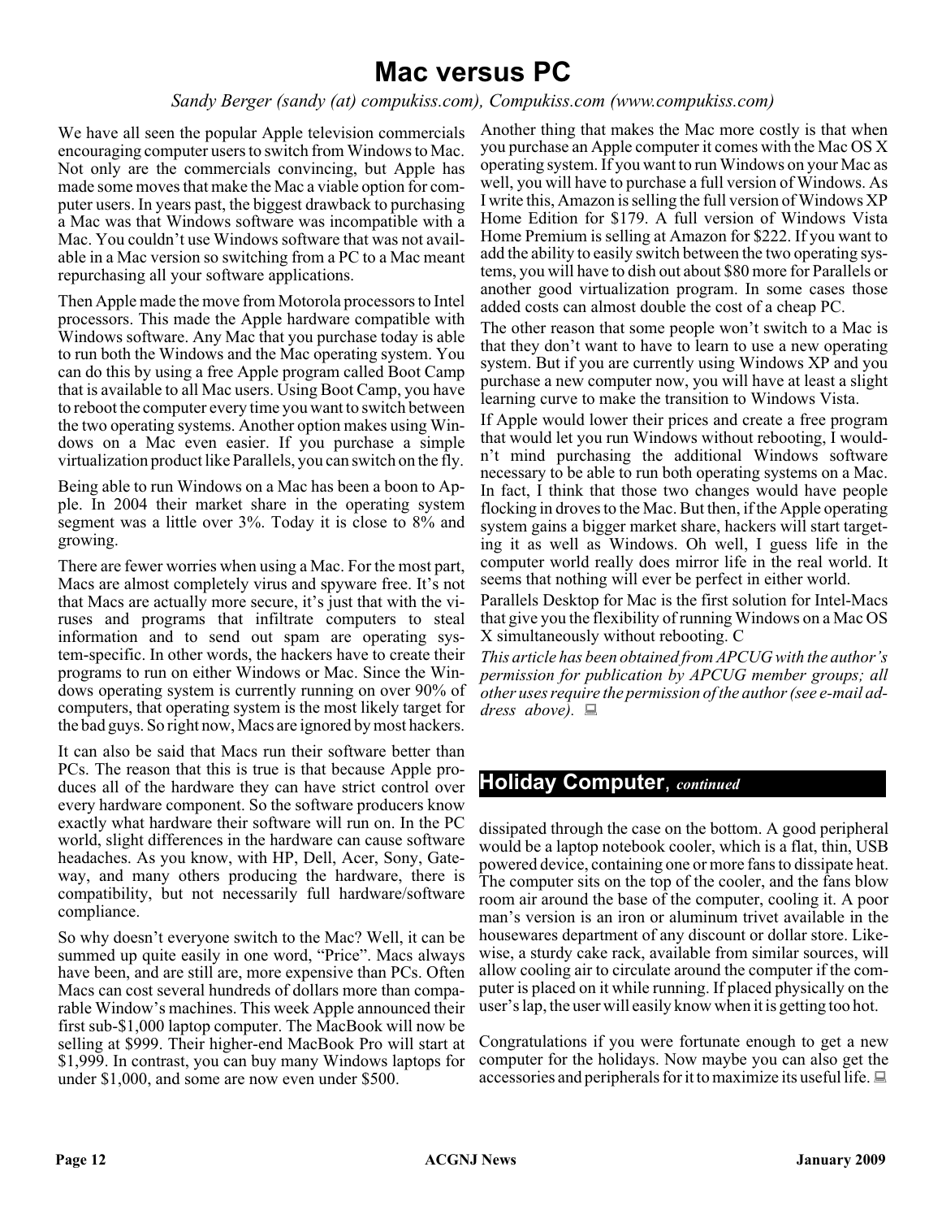# Mac versus PC

*Sandy Berger (sandy (at) compukiss.com), Compukiss.com (www.compukiss.com)*

We have all seen the popular Apple television commercials encouraging computer users to switch from Windows to Mac. Not only are the commercials convincing, but Apple has made some moves that make the Mac a viable option for computer users. In years past, the biggest drawback to purchasing a Mac was that Windows software was incompatible with a Mac. You couldn't use Windows software that was not available in a Mac version so switching from a PC to a Mac meant repurchasing all your software applications.

Then Apple made the move from Motorola processors to Intel processors. This made the Apple hardware compatible with Windows software. Any Mac that you purchase today is able to run both the Windows and the Mac operating system. You can do this by using a free Apple program called Boot Camp that is available to all Mac users. Using Boot Camp, you have to reboot the computer every time you want to switch between the two operating systems. Another option makes using Windows on a Mac even easier. If you purchase a simple virtualization product like Parallels, you can switch on the fly.

Being able to run Windows on a Mac has been a boon to Apple. In 2004 their market share in the operating system segment was a little over 3%. Today it is close to 8% and growing.

There are fewer worries when using a Mac. For the most part, Macs are almost completely virus and spyware free. It's not that Macs are actually more secure, it's just that with the viruses and programs that infiltrate computers to steal information and to send out spam are operating system-specific. In other words, the hackers have to create their programs to run on either Windows or Mac. Since the Windows operating system is currently running on over 90% of computers, that operating system is the most likely target for the bad guys. So right now, Macs are ignored by most hackers.

It can also be said that Macs run their software better than PCs. The reason that this is true is that because Apple produces all of the hardware they can have strict control over every hardware component. So the software producers know exactly what hardware their software will run on. In the PC world, slight differences in the hardware can cause software headaches. As you know, with HP, Dell, Acer, Sony, Gateway, and many others producing the hardware, there is compatibility, but not necessarily full hardware/software compliance.

So why doesn't everyone switch to the Mac? Well, it can be summed up quite easily in one word, "Price". Macs always have been, and are still are, more expensive than PCs. Often Macs can cost several hundreds of dollars more than comparable Window's machines. This week Apple announced their first sub-$1,000 laptop computer. The MacBook will now be selling at $999. Their higher-end MacBook Pro will start at $1,999. In contrast, you can buy many Windows laptops for under $1,000, and some are now even under $500.

Another thing that makes the Mac more costly is that when you purchase an Apple computer it comes with the Mac OS X operating system. If you want to run Windows on your Mac as well, you will have to purchase a full version of Windows. As I write this, Amazon is selling the full version of Windows XP Home Edition for $179. A full version of Windows Vista Home Premium is selling at Amazon for $222. If you want to add the ability to easily switch between the two operating systems, you will have to dish out about $80 more for Parallels or another good virtualization program. In some cases those added costs can almost double the cost of a cheap PC.

The other reason that some people won't switch to a Mac is that they don't want to have to learn to use a new operating system. But if you are currently using Windows XP and you purchase a new computer now, you will have at least a slight learning curve to make the transition to Windows Vista.

If Apple would lower their prices and create a free program that would let you run Windows without rebooting, I wouldn't mind purchasing the additional Windows software necessary to be able to run both operating systems on a Mac. In fact, I think that those two changes would have people flocking in droves to the Mac. But then, if the Apple operating system gains a bigger market share, hackers will start targeting it as well as Windows. Oh well, I guess life in the computer world really does mirror life in the real world. It seems that nothing will ever be perfect in either world.

Parallels Desktop for Mac is the first solution for Intel-Macs that give you the flexibility of running Windows on a Mac OS X simultaneously without rebooting. C

*This article has been obtained from APCUG with the author's permission for publication by APCUG member groups; all other uses require the permission of the author (see e-mail address above).*

## Holiday Computer, *continued*

dissipated through the case on the bottom. A good peripheral would be a laptop notebook cooler, which is a flat, thin, USB powered device, containing one or more fans to dissipate heat. The computer sits on the top of the cooler, and the fans blow room air around the base of the computer, cooling it. A poor man's version is an iron or aluminum trivet available in the housewares department of any discount or dollar store. Likewise, a sturdy cake rack, available from similar sources, will allow cooling air to circulate around the computer if the computer is placed on it while running. If placed physically on the user's lap, the user will easily know when it is getting too hot.

Congratulations if you were fortunate enough to get a new computer for the holidays. Now maybe you can also get the accessories and peripherals for it to maximize its useful life.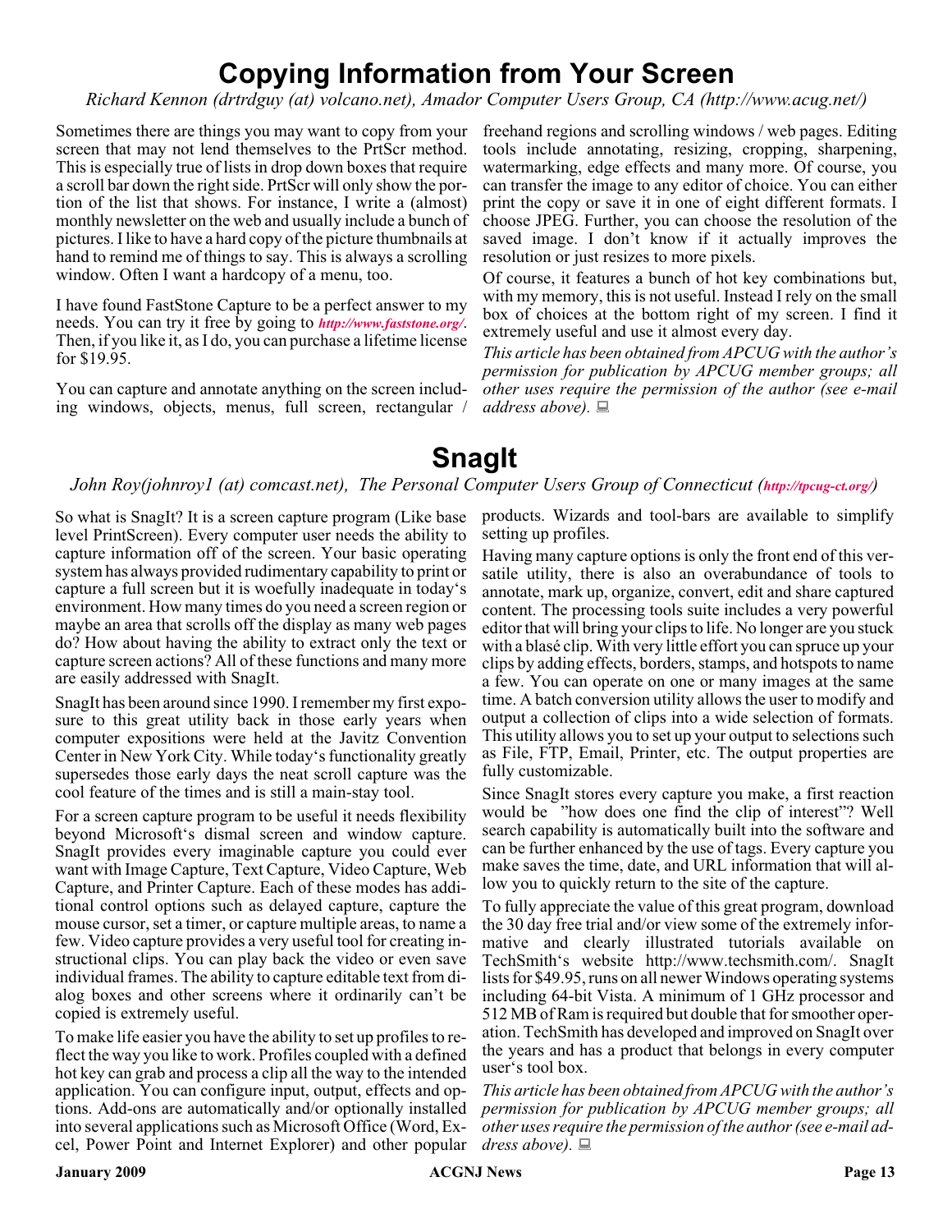# Copying Information from Your Screen

*Richard Kennon (drtrdguy (at) volcano.net), Amador Computer Users Group, CA (http://www.acug.net/)*

Sometimes there are things you may want to copy from your screen that may not lend themselves to the PrtScr method. This is especially true of lists in drop down boxes that require a scroll bar down the right side. PrtScr will only show the portion of the list that shows. For instance, I write a (almost) monthly newsletter on the web and usually include a bunch of pictures. I like to have a hard copy of the picture thumbnails at hand to remind me of things to say. This is always a scrolling window. Often I want a hardcopy of a menu, too.

I have found FastStone Capture to be a perfect answer to my needs. You can try it free by going to *http://www.faststone.org/*. Then, if you like it, as I do, you can purchase a lifetime license for $19.95.

You can capture and annotate anything on the screen including windows, objects, menus, full screen, rectangular / freehand regions and scrolling windows / web pages. Editing tools include annotating, resizing, cropping, sharpening, watermarking, edge effects and many more. Of course, you can transfer the image to any editor of choice. You can either print the copy or save it in one of eight different formats. I choose JPEG. Further, you can choose the resolution of the saved image. I don't know if it actually improves the resolution or just resizes to more pixels.

Of course, it features a bunch of hot key combinations but, with my memory, this is not useful. Instead I rely on the small box of choices at the bottom right of my screen. I find it extremely useful and use it almost every day.

*This article has been obtained from APCUG with the author's permission for publication by APCUG member groups; all other uses require the permission of the author (see e-mail address above).*

# SnagIt

*John Roy(johnroy1 (at) comcast.net), The Personal Computer Users Group of Connecticut (http://tpcug-ct.org/)*

So what is SnagIt? It is a screen capture program (Like base level PrintScreen). Every computer user needs the ability to capture information off of the screen. Your basic operating system has always provided rudimentary capability to print or capture a full screen but it is woefully inadequate in today's environment. How many times do you need a screen region or maybe an area that scrolls off the display as many web pages do? How about having the ability to extract only the text or capture screen actions? All of these functions and many more are easily addressed with SnagIt.

SnagIt has been around since 1990. I remember my first exposure to this great utility back in those early years when computer expositions were held at the Javitz Convention Center in New York City. While today's functionality greatly supersedes those early days the neat scroll capture was the cool feature of the times and is still a main-stay tool.

For a screen capture program to be useful it needs flexibility beyond Microsoft's dismal screen and window capture. SnagIt provides every imaginable capture you could ever want with Image Capture, Text Capture, Video Capture, Web Capture, and Printer Capture. Each of these modes has additional control options such as delayed capture, capture the mouse cursor, set a timer, or capture multiple areas, to name a few. Video capture provides a very useful tool for creating instructional clips. You can play back the video or even save individual frames. The ability to capture editable text from dialog boxes and other screens where it ordinarily can't be copied is extremely useful.

To make life easier you have the ability to set up profiles to reflect the way you like to work. Profiles coupled with a defined hot key can grab and process a clip all the way to the intended application. You can configure input, output, effects and options. Add-ons are automatically and/or optionally installed into several applications such as Microsoft Office (Word, Excel, Power Point and Internet Explorer) and other popular products. Wizards and tool-bars are available to simplify setting up profiles.

Having many capture options is only the front end of this versatile utility, there is also an overabundance of tools to annotate, mark up, organize, convert, edit and share captured content. The processing tools suite includes a very powerful editor that will bring your clips to life. No longer are you stuck with a blasé clip. With very little effort you can spruce up your clips by adding effects, borders, stamps, and hotspots to name a few. You can operate on one or many images at the same time. A batch conversion utility allows the user to modify and output a collection of clips into a wide selection of formats. This utility allows you to set up your output to selections such as File, FTP, Email, Printer, etc. The output properties are fully customizable.

Since SnagIt stores every capture you make, a first reaction would be "how does one find the clip of interest"? Well search capability is automatically built into the software and can be further enhanced by the use of tags. Every capture you make saves the time, date, and URL information that will allow you to quickly return to the site of the capture.

To fully appreciate the value of this great program, download the 30 day free trial and/or view some of the extremely informative and clearly illustrated tutorials available on TechSmith's website http://www.techsmith.com/. SnagIt lists for $49.95, runs on all newer Windows operating systems including 64-bit Vista. A minimum of 1 GHz processor and 512 MB of Ram is required but double that for smoother operation. TechSmith has developed and improved on SnagIt over the years and has a product that belongs in every computer user's tool box.

*This article has been obtained from APCUG with the author's permission for publication by APCUG member groups; all other uses require the permission of the author (see e-mail address above).*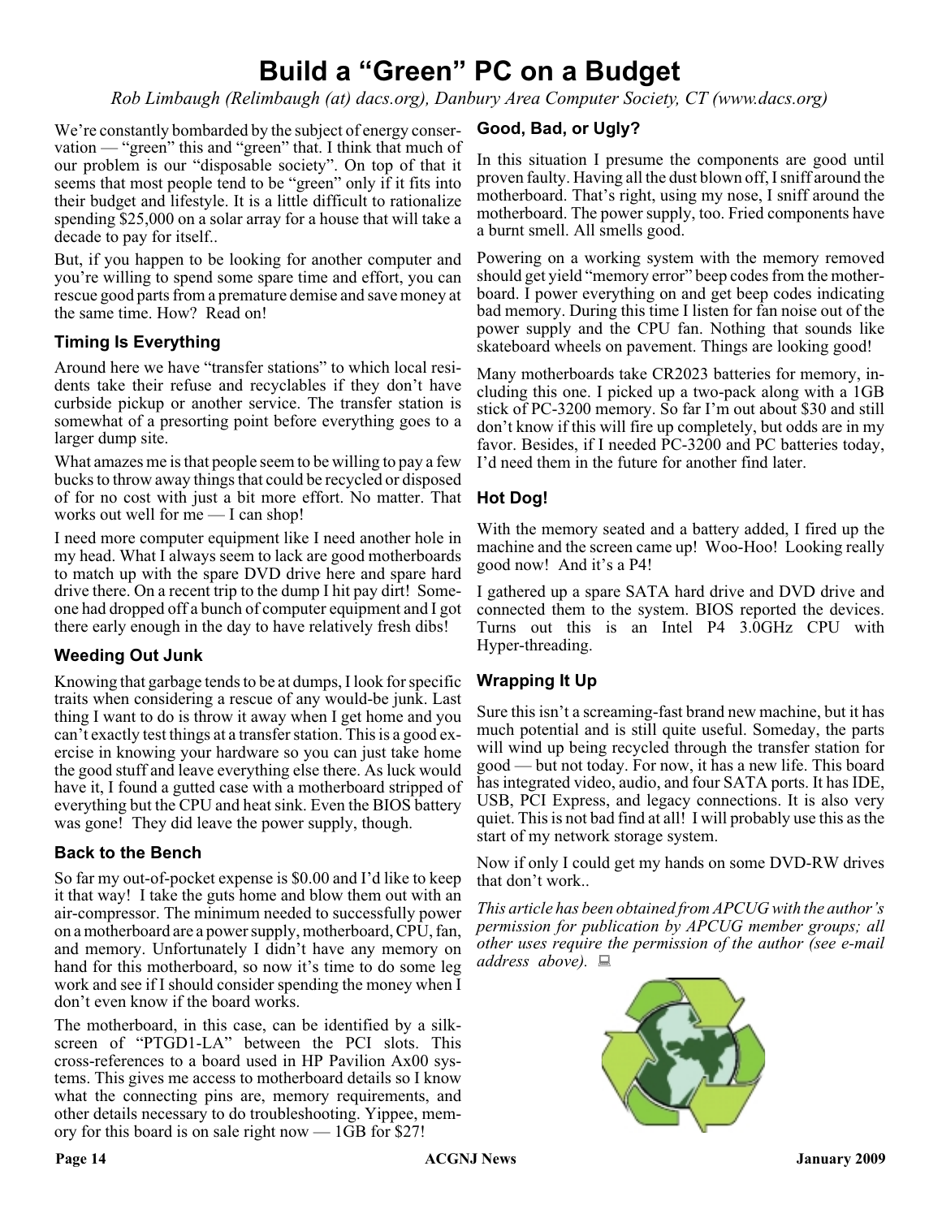# Build a "Green" PC on a Budget

*Rob Limbaugh (Relimbaugh (at) dacs.org), Danbury Area Computer Society, CT (www.dacs.org)*

We're constantly bombarded by the subject of energy conservation — "green" this and "green" that. I think that much of our problem is our "disposable society". On top of that it seems that most people tend to be "green" only if it fits into their budget and lifestyle. It is a little difficult to rationalize spending $25,000 on a solar array for a house that will take a decade to pay for itself..

But, if you happen to be looking for another computer and you're willing to spend some spare time and effort, you can rescue good parts from a premature demise and save money at the same time. How? Read on!

### Timing Is Everything

Around here we have "transfer stations" to which local residents take their refuse and recyclables if they don't have curbside pickup or another service. The transfer station is somewhat of a presorting point before everything goes to a larger dump site.

What amazes me is that people seem to be willing to pay a few bucks to throw away things that could be recycled or disposed of for no cost with just a bit more effort. No matter. That works out well for me — I can shop!

I need more computer equipment like I need another hole in my head. What I always seem to lack are good motherboards to match up with the spare DVD drive here and spare hard drive there. On a recent trip to the dump I hit pay dirt! Someone had dropped off a bunch of computer equipment and I got there early enough in the day to have relatively fresh dibs!

### Weeding Out Junk

Knowing that garbage tends to be at dumps, I look for specific traits when considering a rescue of any would-be junk. Last thing I want to do is throw it away when I get home and you can't exactly test things at a transfer station. This is a good exercise in knowing your hardware so you can just take home the good stuff and leave everything else there. As luck would have it, I found a gutted case with a motherboard stripped of everything but the CPU and heat sink. Even the BIOS battery was gone! They did leave the power supply, though.

### Back to the Bench

So far my out-of-pocket expense is $0.00 and I'd like to keep it that way! I take the guts home and blow them out with an air-compressor. The minimum needed to successfully power on a motherboard are a power supply, motherboard, CPU, fan, and memory. Unfortunately I didn't have any memory on hand for this motherboard, so now it's time to do some leg work and see if I should consider spending the money when I don't even know if the board works.

The motherboard, in this case, can be identified by a silk-screen of "PTGD1-LA" between the PCI slots. This cross-references to a board used in HP Pavilion Ax00 systems. This gives me access to motherboard details so I know what the connecting pins are, memory requirements, and other details necessary to do troubleshooting. Yippee, memory for this board is on sale right now — 1GB for $27!

### Good, Bad, or Ugly?

In this situation I presume the components are good until proven faulty. Having all the dust blown off, I sniff around the motherboard. That's right, using my nose, I sniff around the motherboard. The power supply, too. Fried components have a burnt smell. All smells good.

Powering on a working system with the memory removed should get yield "memory error" beep codes from the motherboard. I power everything on and get beep codes indicating bad memory. During this time I listen for fan noise out of the power supply and the CPU fan. Nothing that sounds like skateboard wheels on pavement. Things are looking good!

Many motherboards take CR2023 batteries for memory, including this one. I picked up a two-pack along with a 1GB stick of PC-3200 memory. So far I'm out about $30 and still don't know if this will fire up completely, but odds are in my favor. Besides, if I needed PC-3200 and PC batteries today, I'd need them in the future for another find later.

### Hot Dog!

With the memory seated and a battery added, I fired up the machine and the screen came up! Woo-Hoo! Looking really good now! And it's a P4!

I gathered up a spare SATA hard drive and DVD drive and connected them to the system. BIOS reported the devices. Turns out this is an Intel P4 3.0GHz CPU with Hyper-threading.

### Wrapping It Up

Sure this isn't a screaming-fast brand new machine, but it has much potential and is still quite useful. Someday, the parts will wind up being recycled through the transfer station for good — but not today. For now, it has a new life. This board has integrated video, audio, and four SATA ports. It has IDE, USB, PCI Express, and legacy connections. It is also very quiet. This is not bad find at all! I will probably use this as the start of my network storage system.

Now if only I could get my hands on some DVD-RW drives that don't work..

*This article has been obtained from APCUG with the author's permission for publication by APCUG member groups; all other uses require the permission of the author (see e-mail address above).*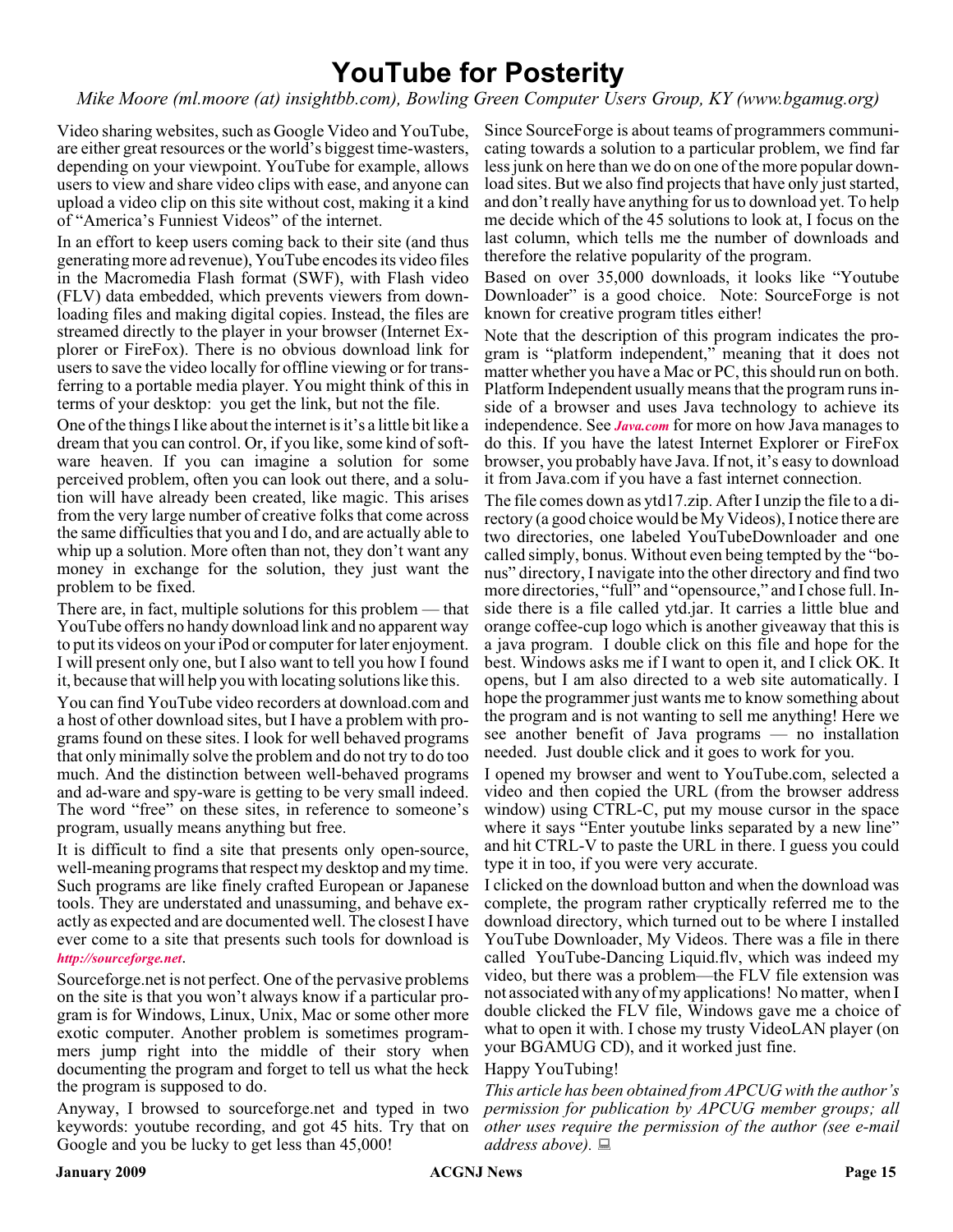# YouTube for Posterity

*Mike Moore (ml.moore (at) insightbb.com), Bowling Green Computer Users Group, KY (www.bgamug.org)*

Video sharing websites, such as Google Video and YouTube, are either great resources or the world's biggest time-wasters, depending on your viewpoint. YouTube for example, allows users to view and share video clips with ease, and anyone can upload a video clip on this site without cost, making it a kind of "America's Funniest Videos" of the internet.

In an effort to keep users coming back to their site (and thus generating more ad revenue), YouTube encodes its video files in the Macromedia Flash format (SWF), with Flash video (FLV) data embedded, which prevents viewers from downloading files and making digital copies. Instead, the files are streamed directly to the player in your browser (Internet Explorer or FireFox). There is no obvious download link for users to save the video locally for offline viewing or for transferring to a portable media player. You might think of this in terms of your desktop: you get the link, but not the file.

One of the things I like about the internet is it's a little bit like a dream that you can control. Or, if you like, some kind of software heaven. If you can imagine a solution for some perceived problem, often you can look out there, and a solution will have already been created, like magic. This arises from the very large number of creative folks that come across the same difficulties that you and I do, and are actually able to whip up a solution. More often than not, they don't want any money in exchange for the solution, they just want the problem to be fixed.

There are, in fact, multiple solutions for this problem — that YouTube offers no handy download link and no apparent way to put its videos on your iPod or computer for later enjoyment. I will present only one, but I also want to tell you how I found it, because that will help you with locating solutions like this.

You can find YouTube video recorders at download.com and a host of other download sites, but I have a problem with programs found on these sites. I look for well behaved programs that only minimally solve the problem and do not try to do too much. And the distinction between well-behaved programs and ad-ware and spy-ware is getting to be very small indeed. The word "free" on these sites, in reference to someone's program, usually means anything but free.

It is difficult to find a site that presents only open-source, well-meaning programs that respect my desktop and my time. Such programs are like finely crafted European or Japanese tools. They are understated and unassuming, and behave exactly as expected and are documented well. The closest I have ever come to a site that presents such tools for download is *http://sourceforge.net*.

Sourceforge.net is not perfect. One of the pervasive problems on the site is that you won't always know if a particular program is for Windows, Linux, Unix, Mac or some other more exotic computer. Another problem is sometimes programmers jump right into the middle of their story when documenting the program and forget to tell us what the heck the program is supposed to do.

Anyway, I browsed to sourceforge.net and typed in two keywords: youtube recording, and got 45 hits. Try that on Google and you be lucky to get less than 45,000!

Since SourceForge is about teams of programmers communicating towards a solution to a particular problem, we find far less junk on here than we do on one of the more popular download sites. But we also find projects that have only just started, and don't really have anything for us to download yet. To help me decide which of the 45 solutions to look at, I focus on the last column, which tells me the number of downloads and therefore the relative popularity of the program.

Based on over 35,000 downloads, it looks like "Youtube Downloader" is a good choice. Note: SourceForge is not known for creative program titles either!

Note that the description of this program indicates the program is "platform independent," meaning that it does not matter whether you have a Mac or PC, this should run on both. Platform Independent usually means that the program runs inside of a browser and uses Java technology to achieve its independence. See *Java.com* for more on how Java manages to do this. If you have the latest Internet Explorer or FireFox browser, you probably have Java. If not, it's easy to download it from Java.com if you have a fast internet connection.

The file comes down as ytd17.zip. After I unzip the file to a directory (a good choice would be My Videos), I notice there are two directories, one labeled YouTubeDownloader and one called simply, bonus. Without even being tempted by the "bonus" directory, I navigate into the other directory and find two more directories, "full" and "opensource," and I chose full. Inside there is a file called ytd.jar. It carries a little blue and orange coffee-cup logo which is another giveaway that this is a java program. I double click on this file and hope for the best. Windows asks me if I want to open it, and I click OK. It opens, but I am also directed to a web site automatically. I hope the programmer just wants me to know something about the program and is not wanting to sell me anything! Here we see another benefit of Java programs — no installation needed. Just double click and it goes to work for you.

I opened my browser and went to YouTube.com, selected a video and then copied the URL (from the browser address window) using CTRL-C, put my mouse cursor in the space where it says "Enter youtube links separated by a new line" and hit CTRL-V to paste the URL in there. I guess you could type it in too, if you were very accurate.

I clicked on the download button and when the download was complete, the program rather cryptically referred me to the download directory, which turned out to be where I installed YouTube Downloader, My Videos. There was a file in there called YouTube-Dancing Liquid.flv, which was indeed my video, but there was a problem—the FLV file extension was not associated with any of my applications! No matter, when I double clicked the FLV file, Windows gave me a choice of what to open it with. I chose my trusty VideoLAN player (on your BGAMUG CD), and it worked just fine.

Happy YouTubing!

*This article has been obtained from APCUG with the author's permission for publication by APCUG member groups; all other uses require the permission of the author (see e-mail address above).*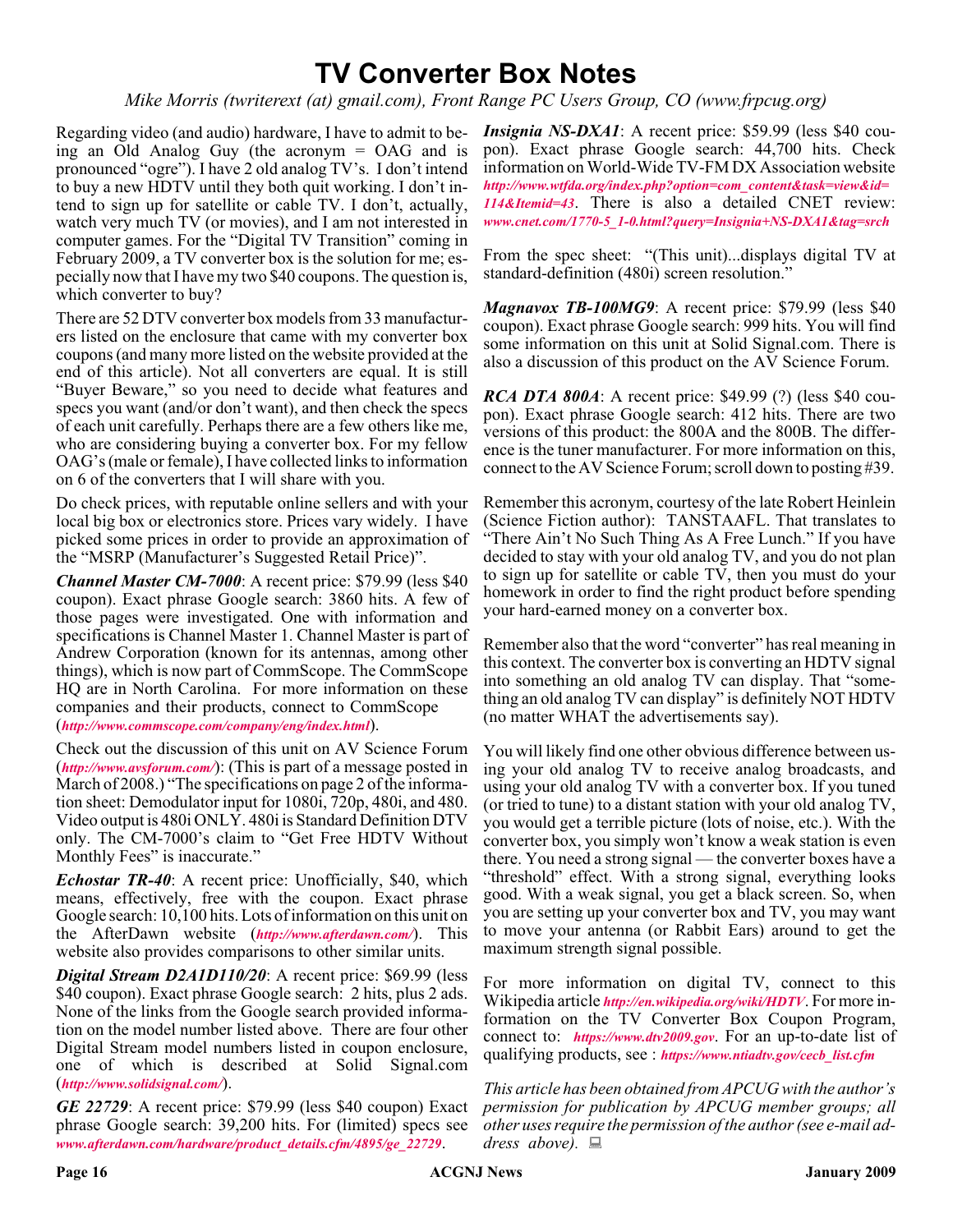# TV Converter Box Notes

*Mike Morris (twriterext (at) gmail.com), Front Range PC Users Group, CO (www.frpcug.org)*

Regarding video (and audio) hardware, I have to admit to being an Old Analog Guy (the acronym = OAG and is pronounced "ogre"). I have 2 old analog TV's. I don't intend to buy a new HDTV until they both quit working. I don't intend to sign up for satellite or cable TV. I don't, actually, watch very much TV (or movies), and I am not interested in computer games. For the "Digital TV Transition" coming in February 2009, a TV converter box is the solution for me; especially now that I have my two $40 coupons. The question is, which converter to buy?

There are 52 DTV converter box models from 33 manufacturers listed on the enclosure that came with my converter box coupons (and many more listed on the website provided at the end of this article). Not all converters are equal. It is still "Buyer Beware," so you need to decide what features and specs you want (and/or don't want), and then check the specs of each unit carefully. Perhaps there are a few others like me, who are considering buying a converter box. For my fellow OAG's (male or female), I have collected links to information on 6 of the converters that I will share with you.

Do check prices, with reputable online sellers and with your local big box or electronics store. Prices vary widely. I have picked some prices in order to provide an approximation of the "MSRP (Manufacturer's Suggested Retail Price)".

***Channel Master CM-7000***: A recent price: $79.99 (less $40 coupon). Exact phrase Google search: 3860 hits. A few of those pages were investigated. One with information and specifications is Channel Master 1. Channel Master is part of Andrew Corporation (known for its antennas, among other things), which is now part of CommScope. The CommScope HQ are in North Carolina. For more information on these companies and their products, connect to CommScope (*http://www.commscope.com/company/eng/index.html*).

Check out the discussion of this unit on AV Science Forum (*http://www.avsforum.com/*): (This is part of a message posted in March of 2008.) "The specifications on page 2 of the information sheet: Demodulator input for 1080i, 720p, 480i, and 480. Video output is 480i ONLY. 480i is Standard Definition DTV only. The CM-7000's claim to "Get Free HDTV Without Monthly Fees" is inaccurate."

***Echostar TR-40***: A recent price: Unofficially, $40, which means, effectively, free with the coupon. Exact phrase Google search: 10,100 hits. Lots of information on this unit on the AfterDawn website (*http://www.afterdawn.com/*). This website also provides comparisons to other similar units.

***Digital Stream D2A1D110/20***: A recent price: $69.99 (less $40 coupon). Exact phrase Google search: 2 hits, plus 2 ads. None of the links from the Google search provided information on the model number listed above. There are four other Digital Stream model numbers listed in coupon enclosure, one of which is described at Solid Signal.com (*http://www.solidsignal.com/*).

***GE 22729***: A recent price: $79.99 (less $40 coupon) Exact phrase Google search: 39,200 hits. For (limited) specs see *www.afterdawn.com/hardware/product_details.cfm/4895/ge_22729*.

***Insignia NS-DXA1***: A recent price: $59.99 (less $40 coupon). Exact phrase Google search: 44,700 hits. Check information on World-Wide TV-FM DX Association website *http://www.wtfda.org/index.php?option=com_content&task=view&id=114&Itemid=43*. There is also a detailed CNET review: *www.cnet.com/1770-5_1-0.html?query=Insignia+NS-DXA1&tag=srch*

From the spec sheet: "(This unit)...displays digital TV at standard-definition (480i) screen resolution."

***Magnavox TB-100MG9***: A recent price: $79.99 (less $40 coupon). Exact phrase Google search: 999 hits. You will find some information on this unit at Solid Signal.com. There is also a discussion of this product on the AV Science Forum.

***RCA DTA 800A***: A recent price: $49.99 (?) (less $40 coupon). Exact phrase Google search: 412 hits. There are two versions of this product: the 800A and the 800B. The difference is the tuner manufacturer. For more information on this, connect to the AV Science Forum; scroll down to posting #39.

Remember this acronym, courtesy of the late Robert Heinlein (Science Fiction author): TANSTAAFL. That translates to "There Ain't No Such Thing As A Free Lunch." If you have decided to stay with your old analog TV, and you do not plan to sign up for satellite or cable TV, then you must do your homework in order to find the right product before spending your hard-earned money on a converter box.

Remember also that the word "converter" has real meaning in this context. The converter box is converting an HDTV signal into something an old analog TV can display. That "something an old analog TV can display" is definitely NOT HDTV (no matter WHAT the advertisements say).

You will likely find one other obvious difference between using your old analog TV to receive analog broadcasts, and using your old analog TV with a converter box. If you tuned (or tried to tune) to a distant station with your old analog TV, you would get a terrible picture (lots of noise, etc.). With the converter box, you simply won't know a weak station is even there. You need a strong signal — the converter boxes have a "threshold" effect. With a strong signal, everything looks good. With a weak signal, you get a black screen. So, when you are setting up your converter box and TV, you may want to move your antenna (or Rabbit Ears) around to get the maximum strength signal possible.

For more information on digital TV, connect to this Wikipedia article *http://en.wikipedia.org/wiki/HDTV*. For more information on the TV Converter Box Coupon Program, connect to: *https://www.dtv2009.gov*. For an up-to-date list of qualifying products, see : *https://www.ntiadtv.gov/cecb_list.cfm*

*This article has been obtained from APCUG with the author's permission for publication by APCUG member groups; all other uses require the permission of the author (see e-mail address above).*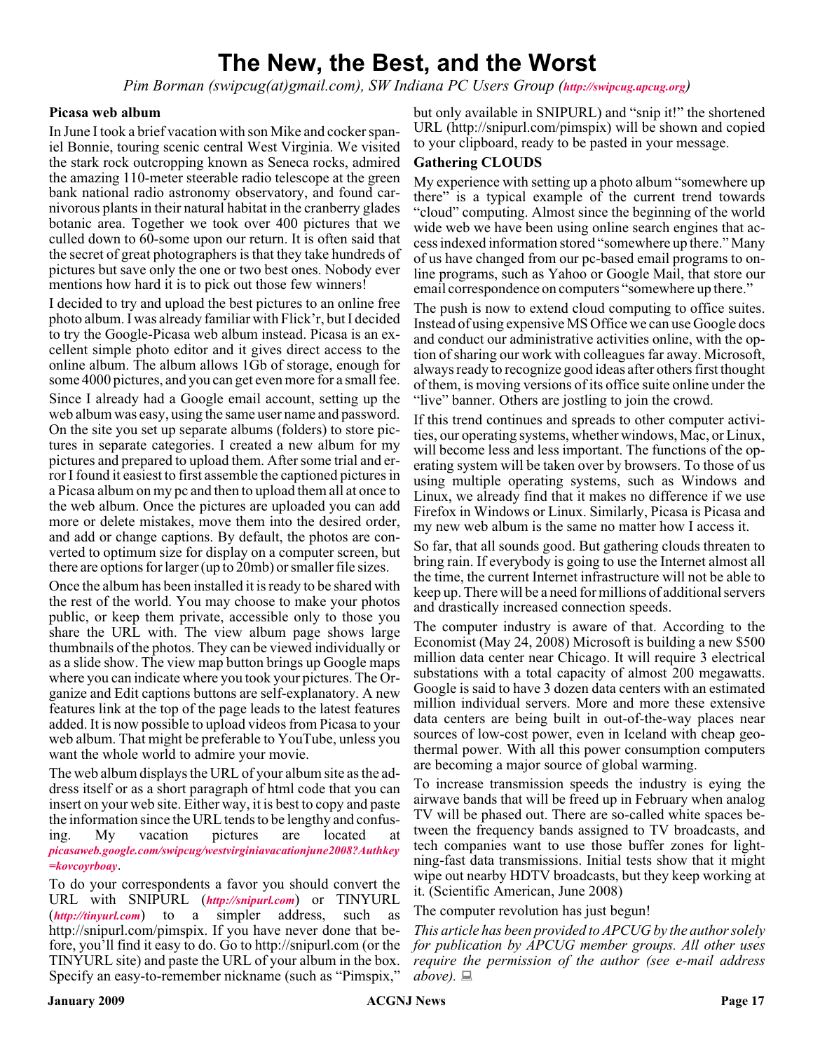# The New, the Best, and the Worst

*Pim Borman (swipcug(at)gmail.com), SW Indiana PC Users Group (http://swipcug.apcug.org)*

### Picasa web album

In June I took a brief vacation with son Mike and cocker spaniel Bonnie, touring scenic central West Virginia. We visited the stark rock outcropping known as Seneca rocks, admired the amazing 110-meter steerable radio telescope at the green bank national radio astronomy observatory, and found carnivorous plants in their natural habitat in the cranberry glades botanic area. Together we took over 400 pictures that we culled down to 60-some upon our return. It is often said that the secret of great photographers is that they take hundreds of pictures but save only the one or two best ones. Nobody ever mentions how hard it is to pick out those few winners!

I decided to try and upload the best pictures to an online free photo album. I was already familiar with Flick'r, but I decided to try the Google-Picasa web album instead. Picasa is an excellent simple photo editor and it gives direct access to the online album. The album allows 1Gb of storage, enough for some 4000 pictures, and you can get even more for a small fee.

Since I already had a Google email account, setting up the web album was easy, using the same user name and password. On the site you set up separate albums (folders) to store pictures in separate categories. I created a new album for my pictures and prepared to upload them. After some trial and error I found it easiest to first assemble the captioned pictures in a Picasa album on my pc and then to upload them all at once to the web album. Once the pictures are uploaded you can add more or delete mistakes, move them into the desired order, and add or change captions. By default, the photos are converted to optimum size for display on a computer screen, but there are options for larger (up to 20mb) or smaller file sizes.

Once the album has been installed it is ready to be shared with the rest of the world. You may choose to make your photos public, or keep them private, accessible only to those you share the URL with. The view album page shows large thumbnails of the photos. They can be viewed individually or as a slide show. The view map button brings up Google maps where you can indicate where you took your pictures. The Organize and Edit captions buttons are self-explanatory. A new features link at the top of the page leads to the latest features added. It is now possible to upload videos from Picasa to your web album. That might be preferable to YouTube, unless you want the whole world to admire your movie.

The web album displays the URL of your album site as the address itself or as a short paragraph of html code that you can insert on your web site. Either way, it is best to copy and paste the information since the URL tends to be lengthy and confusing. My vacation pictures are located at *picasaweb.google.com/swipcug/westvirginiavacationjune2008?Authkey=kovcoyrboay*.

To do your correspondents a favor you should convert the URL with SNIPURL (*http://snipurl.com*) or TINYURL (*http://tinyurl.com*) to a simpler address, such as http://snipurl.com/pimspix. If you have never done that before, you'll find it easy to do. Go to http://snipurl.com (or the TINYURL site) and paste the URL of your album in the box. Specify an easy-to-remember nickname (such as "Pimspix," but only available in SNIPURL) and "snip it!" the shortened URL (http://snipurl.com/pimspix) will be shown and copied to your clipboard, ready to be pasted in your message.

### Gathering CLOUDS

My experience with setting up a photo album "somewhere up there" is a typical example of the current trend towards "cloud" computing. Almost since the beginning of the world wide web we have been using online search engines that access indexed information stored "somewhere up there." Many of us have changed from our pc-based email programs to online programs, such as Yahoo or Google Mail, that store our email correspondence on computers "somewhere up there."

The push is now to extend cloud computing to office suites. Instead of using expensive MS Office we can use Google docs and conduct our administrative activities online, with the option of sharing our work with colleagues far away. Microsoft, always ready to recognize good ideas after others first thought of them, is moving versions of its office suite online under the "live" banner. Others are jostling to join the crowd.

If this trend continues and spreads to other computer activities, our operating systems, whether windows, Mac, or Linux, will become less and less important. The functions of the operating system will be taken over by browsers. To those of us using multiple operating systems, such as Windows and Linux, we already find that it makes no difference if we use Firefox in Windows or Linux. Similarly, Picasa is Picasa and my new web album is the same no matter how I access it.

So far, that all sounds good. But gathering clouds threaten to bring rain. If everybody is going to use the Internet almost all the time, the current Internet infrastructure will not be able to keep up. There will be a need for millions of additional servers and drastically increased connection speeds.

The computer industry is aware of that. According to the Economist (May 24, 2008) Microsoft is building a new $500 million data center near Chicago. It will require 3 electrical substations with a total capacity of almost 200 megawatts. Google is said to have 3 dozen data centers with an estimated million individual servers. More and more these extensive data centers are being built in out-of-the-way places near sources of low-cost power, even in Iceland with cheap geothermal power. With all this power consumption computers are becoming a major source of global warming.

To increase transmission speeds the industry is eying the airwave bands that will be freed up in February when analog TV will be phased out. There are so-called white spaces between the frequency bands assigned to TV broadcasts, and tech companies want to use those buffer zones for lightning-fast data transmissions. Initial tests show that it might wipe out nearby HDTV broadcasts, but they keep working at it. (Scientific American, June 2008)

The computer revolution has just begun!

*This article has been provided to APCUG by the author solely for publication by APCUG member groups. All other uses require the permission of the author (see e-mail address above).*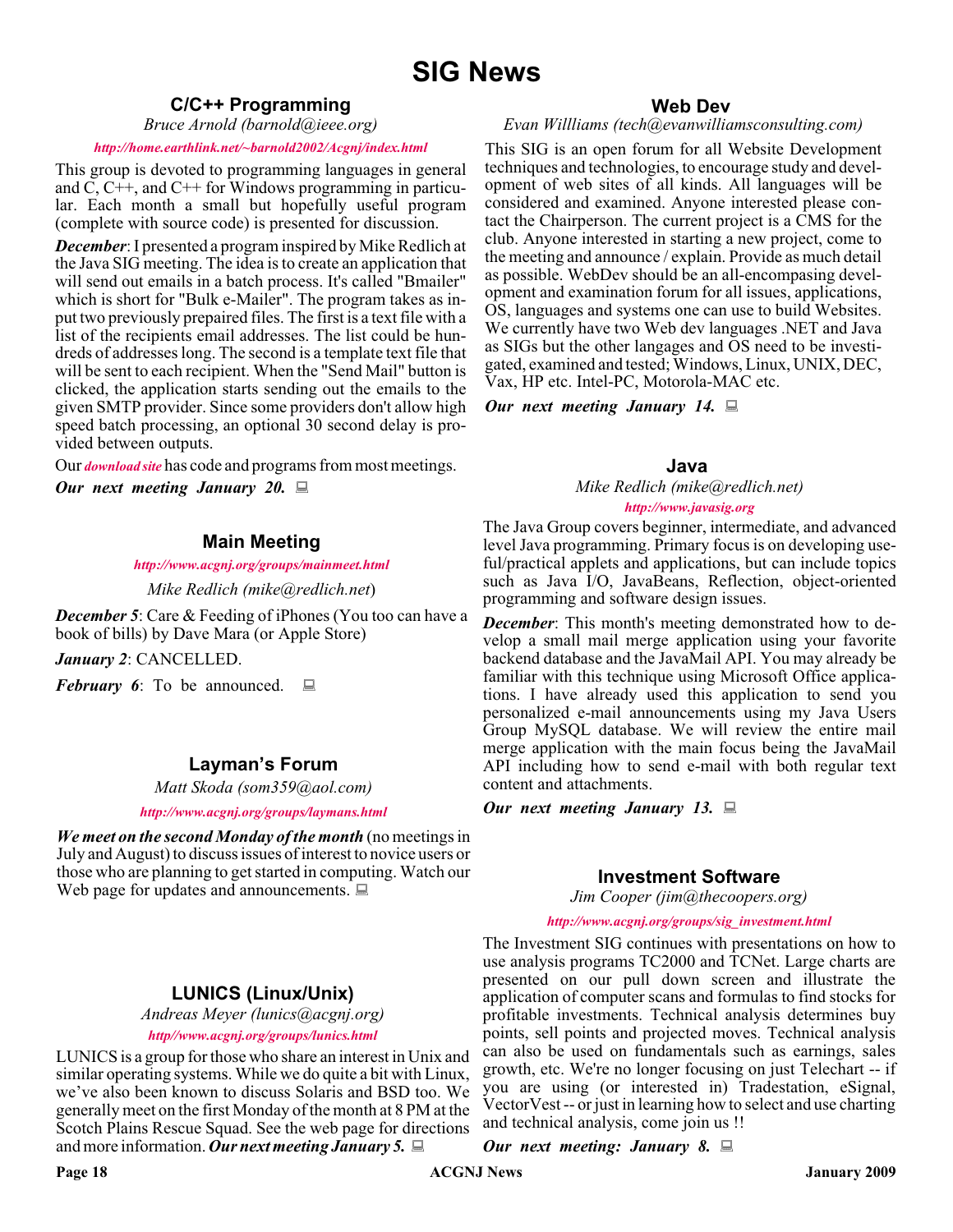# SIG News

## C/C++ Programming

*Bruce Arnold (barnold@ieee.org)*

*http://home.earthlink.net/~barnold2002/Acgnj/index.html*

This group is devoted to programming languages in general and C, C++, and C++ for Windows programming in particular. Each month a small but hopefully useful program (complete with source code) is presented for discussion.

***December***: I presented a program inspired by Mike Redlich at the Java SIG meeting. The idea is to create an application that will send out emails in a batch process. It's called "Bmailer" which is short for "Bulk e-Mailer". The program takes as input two previously prepaired files. The first is a text file with a list of the recipients email addresses. The list could be hundreds of addresses long. The second is a template text file that will be sent to each recipient. When the "Send Mail" button is clicked, the application starts sending out the emails to the given SMTP provider. Since some providers don't allow high speed batch processing, an optional 30 second delay is provided between outputs.

Our *download site* has code and programs from most meetings.

***Our next meeting January 20.***

## Main Meeting

*http://www.acgnj.org/groups/mainmeet.html*

*Mike Redlich (mike@redlich.net)*

***December 5***: Care & Feeding of iPhones (You too can have a book of bills) by Dave Mara (or Apple Store)

***January 2***: CANCELLED.

***February 6***: To be announced.

## Layman's Forum

*Matt Skoda (som359@aol.com)*

*http://www.acgnj.org/groups/laymans.html*

***We meet on the second Monday of the month*** (no meetings in July and August) to discuss issues of interest to novice users or those who are planning to get started in computing. Watch our Web page for updates and announcements.

## LUNICS (Linux/Unix)

*Andreas Meyer (lunics@acgnj.org)*

*http//www.acgnj.org/groups/lunics.html*

LUNICS is a group for those who share an interest in Unix and similar operating systems. While we do quite a bit with Linux, we've also been known to discuss Solaris and BSD too. We generally meet on the first Monday of the month at 8 PM at the Scotch Plains Rescue Squad. See the web page for directions and more information. ***Our next meeting January 5.***

## Web Dev

*Evan Willliams (tech@evanwilliamsconsulting.com)*

This SIG is an open forum for all Website Development techniques and technologies, to encourage study and development of web sites of all kinds. All languages will be considered and examined. Anyone interested please contact the Chairperson. The current project is a CMS for the club. Anyone interested in starting a new project, come to the meeting and announce / explain. Provide as much detail as possible. WebDev should be an all-encompasing development and examination forum for all issues, applications, OS, languages and systems one can use to build Websites. We currently have two Web dev languages .NET and Java as SIGs but the other langages and OS need to be investigated, examined and tested; Windows, Linux, UNIX, DEC, Vax, HP etc. Intel-PC, Motorola-MAC etc.

***Our next meeting January 14.***

## Java

*Mike Redlich (mike@redlich.net)*

*http://www.javasig.org*

The Java Group covers beginner, intermediate, and advanced level Java programming. Primary focus is on developing useful/practical applets and applications, but can include topics such as Java I/O, JavaBeans, Reflection, object-oriented programming and software design issues.

***December***: This month's meeting demonstrated how to develop a small mail merge application using your favorite backend database and the JavaMail API. You may already be familiar with this technique using Microsoft Office applications. I have already used this application to send you personalized e-mail announcements using my Java Users Group MySQL database. We will review the entire mail merge application with the main focus being the JavaMail API including how to send e-mail with both regular text content and attachments.

***Our next meeting January 13.***

## Investment Software

*Jim Cooper (jim@thecoopers.org)*

*http://www.acgnj.org/groups/sig_investment.html*

The Investment SIG continues with presentations on how to use analysis programs TC2000 and TCNet. Large charts are presented on our pull down screen and illustrate the application of computer scans and formulas to find stocks for profitable investments. Technical analysis determines buy points, sell points and projected moves. Technical analysis can also be used on fundamentals such as earnings, sales growth, etc. We're no longer focusing on just Telechart -- if you are using (or interested in) Tradestation, eSignal, VectorVest -- or just in learning how to select and use charting and technical analysis, come join us !!

***Our next meeting: January 8.***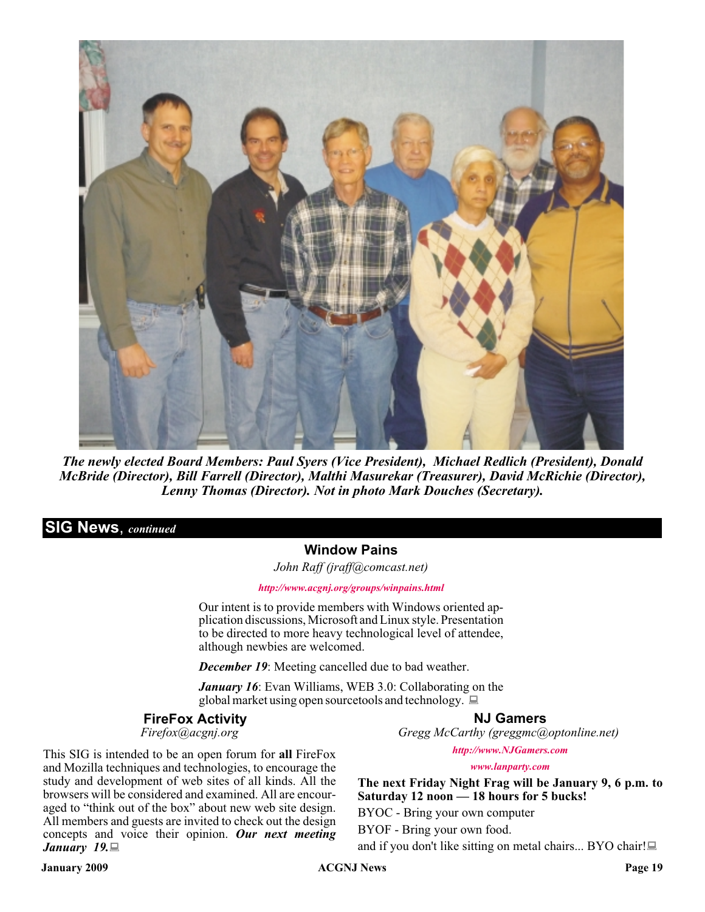*The newly elected Board Members: Paul Syers (Vice President), Michael Redlich (President), Donald McBride (Director), Bill Farrell (Director), Malthi Masurekar (Treasurer), David McRichie (Director), Lenny Thomas (Director). Not in photo Mark Douches (Secretary).*

## SIG News, *continued*

### Window Pains

*John Raff (jraff@comcast.net)*

*http://www.acgnj.org/groups/winpains.html*

Our intent is to provide members with Windows oriented application discussions, Microsoft and Linux style. Presentation to be directed to more heavy technological level of attendee, although newbies are welcomed.

***December 19***: Meeting cancelled due to bad weather.

***January 16***: Evan Williams, WEB 3.0: Collaborating on the global market using open sourcetools and technology.

### FireFox Activity

*Firefox@acgnj.org*

This SIG is intended to be an open forum for **all** FireFox and Mozilla techniques and technologies, to encourage the study and development of web sites of all kinds. All the browsers will be considered and examined. All are encouraged to "think out of the box" about new web site design. All members and guests are invited to check out the design concepts and voice their opinion. ***Our next meeting January 19.***

### NJ Gamers

*Gregg McCarthy (greggmc@optonline.net)*

*http://www.NJGamers.com*

*www.lanparty.com*

**The next Friday Night Frag will be January 9, 6 p.m. to Saturday 12 noon — 18 hours for 5 bucks!**

BYOC - Bring your own computer

BYOF - Bring your own food.

and if you don't like sitting on metal chairs... BYO chair!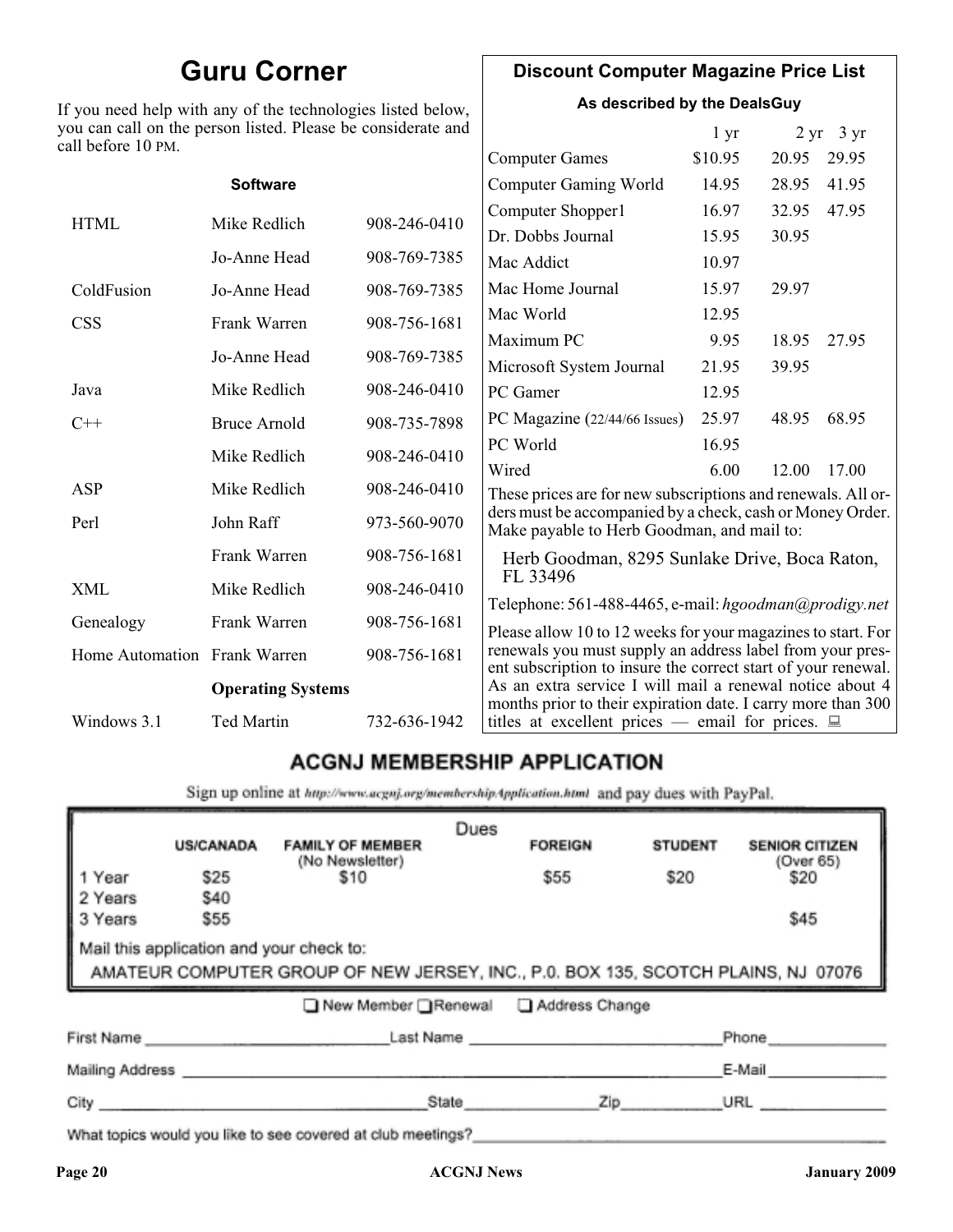# Guru Corner

If you need help with any of the technologies listed below, you can call on the person listed. Please be considerate and call before 10 PM.

| **Software** | | |
|---|---|---|
| HTML | Mike Redlich | 908-246-0410 |
| | Jo-Anne Head | 908-769-7385 |
| ColdFusion | Jo-Anne Head | 908-769-7385 |
| CSS | Frank Warren | 908-756-1681 |
| | Jo-Anne Head | 908-769-7385 |
| Java | Mike Redlich | 908-246-0410 |
| C++ | Bruce Arnold | 908-735-7898 |
| | Mike Redlich | 908-246-0410 |
| ASP | Mike Redlich | 908-246-0410 |
| Perl | John Raff | 973-560-9070 |
| | Frank Warren | 908-756-1681 |
| XML | Mike Redlich | 908-246-0410 |
| Genealogy | Frank Warren | 908-756-1681 |
| Home Automation | Frank Warren | 908-756-1681 |
| | **Operating Systems** | |
| Windows 3.1 | Ted Martin | 732-636-1942 |

## Discount Computer Magazine Price List

**As described by the DealsGuy**

| | 1 yr | 2 yr | 3 yr |
|---|---|---|---|
| Computer Games | $10.95 | 20.95 | 29.95 |
| Computer Gaming World | 14.95 | 28.95 | 41.95 |
| Computer Shopper1 | 16.97 | 32.95 | 47.95 |
| Dr. Dobbs Journal | 15.95 | 30.95 | |
| Mac Addict | 10.97 | | |
| Mac Home Journal | 15.97 | 29.97 | |
| Mac World | 12.95 | | |
| Maximum PC | 9.95 | 18.95 | 27.95 |
| Microsoft System Journal | 21.95 | 39.95 | |
| PC Gamer | 12.95 | | |
| PC Magazine (22/44/66 Issues) | 25.97 | 48.95 | 68.95 |
| PC World | 16.95 | | |
| Wired | 6.00 | 12.00 | 17.00 |

These prices are for new subscriptions and renewals. All orders must be accompanied by a check, cash or Money Order. Make payable to Herb Goodman, and mail to:

Herb Goodman, 8295 Sunlake Drive, Boca Raton, FL 33496

Telephone: 561-488-4465, e-mail: *hgoodman@prodigy.net*

Please allow 10 to 12 weeks for your magazines to start. For renewals you must supply an address label from your present subscription to insure the correct start of your renewal. As an extra service I will mail a renewal notice about 4 months prior to their expiration date. I carry more than 300 titles at excellent prices — email for prices.

## ACGNJ MEMBERSHIP APPLICATION

Sign up online at http://www.acgnj.org/membershipApplication.html and pay dues with PayPal.

**Dues**

| | US/CANADA | FAMILY OF MEMBER (No Newsletter) | FOREIGN | STUDENT | SENIOR CITIZEN (Over 65) |
|---|---|---|---|---|---|
| 1 Year | $25 | $10 | $55 | $20 | $20 |
| 2 Years | $40 | | | | |
| 3 Years | $55 | | | | $45 |

Mail this application and your check to:

AMATEUR COMPUTER GROUP OF NEW JERSEY, INC., P.0. BOX 135, SCOTCH PLAINS, NJ 07076

☐ New Member ☐ Renewal ☐ Address Change

First Name \_\_\_\_\_\_\_\_\_\_ Last Name \_\_\_\_\_\_\_\_\_\_ Phone \_\_\_\_\_\_\_\_\_\_

Mailing Address \_\_\_\_\_\_\_\_\_\_ E-Mail \_\_\_\_\_\_\_\_\_\_

City \_\_\_\_\_\_\_\_\_\_ State \_\_\_\_\_\_\_\_\_\_ Zip \_\_\_\_\_\_\_\_\_\_ URL \_\_\_\_\_\_\_\_\_\_

What topics would you like to see covered at club meetings? \_\_\_\_\_\_\_\_\_\_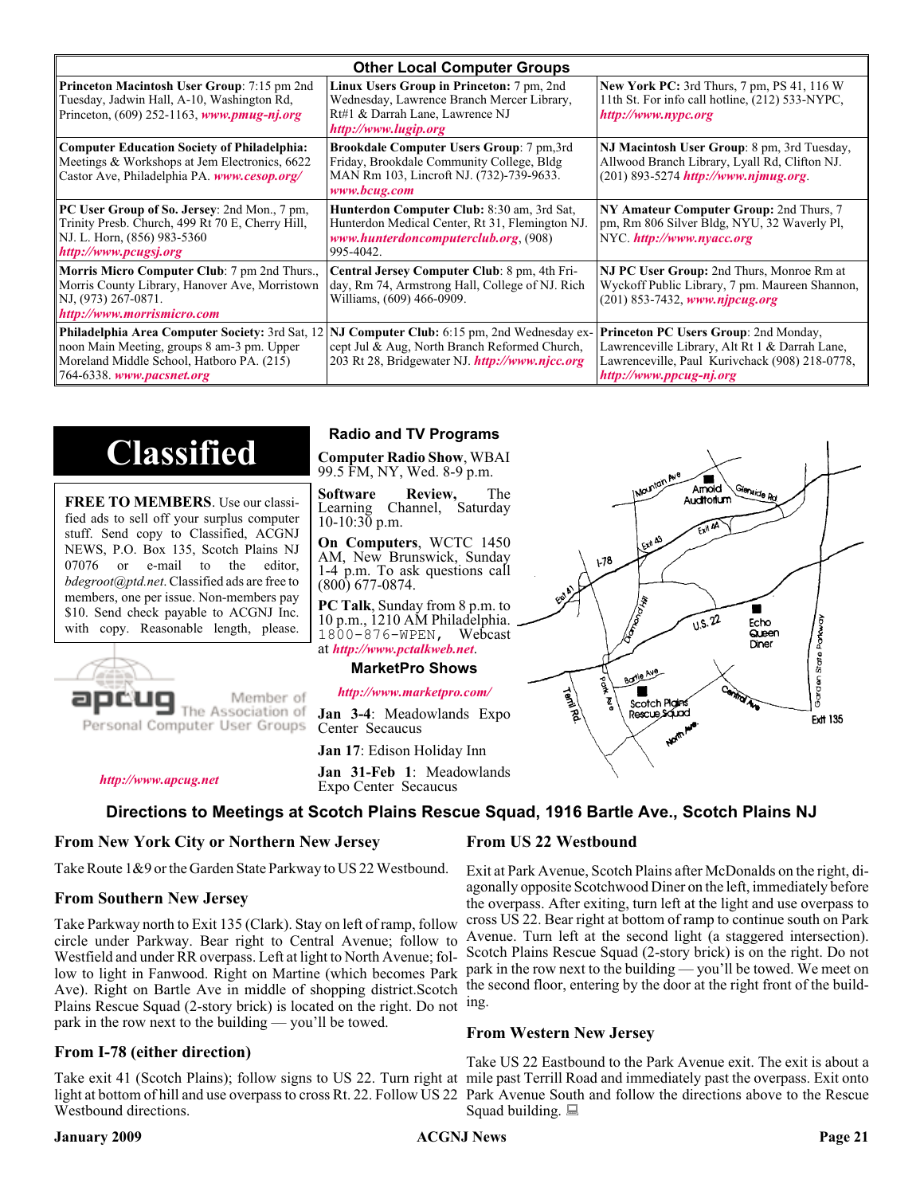## Other Local Computer Groups

| | | |
|---|---|---|
| **Princeton Macintosh User Group**: 7:15 pm 2nd Tuesday, Jadwin Hall, A-10, Washington Rd, Princeton, (609) 252-1163, ***www.pmug-nj.org*** | **Linux Users Group in Princeton:** 7 pm, 2nd Wednesday, Lawrence Branch Mercer Library, Rt#1 & Darrah Lane, Lawrence NJ ***http://www.lugip.org*** | **New York PC:** 3rd Thurs, 7 pm, PS 41, 116 W 11th St. For info call hotline, (212) 533-NYPC, ***http://www.nypc.org*** |
| **Computer Education Society of Philadelphia:** Meetings & Workshops at Jem Electronics, 6622 Castor Ave, Philadelphia PA. ***www.cesop.org/*** | **Brookdale Computer Users Group**: 7 pm,3rd Friday, Brookdale Community College, Bldg MAN Rm 103, Lincroft NJ. (732)-739-9633. ***www.bcug.com*** | **NJ Macintosh User Group**: 8 pm, 3rd Tuesday, Allwood Branch Library, Lyall Rd, Clifton NJ. (201) 893-5274 ***http://www.njmug.org***. |
| **PC User Group of So. Jersey**: 2nd Mon., 7 pm, Trinity Presb. Church, 499 Rt 70 E, Cherry Hill, NJ. L. Horn, (856) 983-5360 ***http://www.pcugsj.org*** | **Hunterdon Computer Club:** 8:30 am, 3rd Sat, Hunterdon Medical Center, Rt 31, Flemington NJ. ***www.hunterdoncomputerclub.org***, (908) 995-4042. | **NY Amateur Computer Group:** 2nd Thurs, 7 pm, Rm 806 Silver Bldg, NYU, 32 Waverly Pl, NYC. ***http://www.nyacc.org*** |
| **Morris Micro Computer Club**: 7 pm 2nd Thurs., Morris County Library, Hanover Ave, Morristown NJ, (973) 267-0871. ***http://www.morrismicro.com*** | **Central Jersey Computer Club**: 8 pm, 4th Friday, Rm 74, Armstrong Hall, College of NJ. Rich Williams, (609) 466-0909. | **NJ PC User Group:** 2nd Thurs, Monroe Rm at Wyckoff Public Library, 7 pm. Maureen Shannon, (201) 853-7432, ***www.njpcug.org*** |
| **Philadelphia Area Computer Society:** 3rd Sat, 12 noon Main Meeting, groups 8 am-3 pm. Upper Moreland Middle School, Hatboro PA. (215) 764-6338. ***www.pacsnet.org*** | **NJ Computer Club:** 6:15 pm, 2nd Wednesday except Jul & Aug, North Branch Reformed Church, 203 Rt 28, Bridgewater NJ. ***http://www.njcc.org*** | **Princeton PC Users Group**: 2nd Monday, Lawrenceville Library, Alt Rt 1 & Darrah Lane, Lawrenceville, Paul Kurivchack (908) 218-0778, ***http://www.ppcug-nj.org*** |

# Classified

**FREE TO MEMBERS**. Use our classified ads to sell off your surplus computer stuff. Send copy to Classified, ACGNJ NEWS, P.O. Box 135, Scotch Plains NJ 07076 or e-mail to the editor, *bdegroot@ptd.net*. Classified ads are free to members, one per issue. Non-members pay $10. Send check payable to ACGNJ Inc. with copy. Reasonable length, please.

apcug — Member of The Association of Personal Computer User Groups

***http://www.apcug.net***

## Radio and TV Programs

**Computer Radio Show**, WBAI 99.5 FM, NY, Wed. 8-9 p.m.

**Software Review,** The Learning Channel, Saturday 10-10:30 p.m.

**On Computers**, WCTC 1450 AM, New Brunswick, Sunday 1-4 p.m. To ask questions call (800) 677-0874.

**PC Talk**, Sunday from 8 p.m. to 10 p.m., 1210 AM Philadelphia. 1800-876-WPEN, Webcast at ***http://www.pctalkweb.net***.

## MarketPro Shows

***http://www.marketpro.com/***

**Jan 3-4**: Meadowlands Expo Center Secaucus

**Jan 17**: Edison Holiday Inn

**Jan 31-Feb 1**: Meadowlands Expo Center Secaucus

## Directions to Meetings at Scotch Plains Rescue Squad, 1916 Bartle Ave., Scotch Plains NJ

### From New York City or Northern New Jersey

Take Route 1&9 or the Garden State Parkway to US 22 Westbound.

### From Southern New Jersey

Take Parkway north to Exit 135 (Clark). Stay on left of ramp, follow circle under Parkway. Bear right to Central Avenue; follow to Westfield and under RR overpass. Left at light to North Avenue; follow to light in Fanwood. Right on Martine (which becomes Park Ave). Right on Bartle Ave in middle of shopping district.Scotch Plains Rescue Squad (2-story brick) is located on the right. Do not park in the row next to the building — you'll be towed.

### From I-78 (either direction)

Take exit 41 (Scotch Plains); follow signs to US 22. Turn right at light at bottom of hill and use overpass to cross Rt. 22. Follow US 22 Westbound directions.

### From US 22 Westbound

Exit at Park Avenue, Scotch Plains after McDonalds on the right, diagonally opposite Scotchwood Diner on the left, immediately before the overpass. After exiting, turn left at the light and use overpass to cross US 22. Bear right at bottom of ramp to continue south on Park Avenue. Turn left at the second light (a staggered intersection). Scotch Plains Rescue Squad (2-story brick) is on the right. Do not park in the row next to the building — you'll be towed. We meet on the second floor, entering by the door at the right front of the building.

### From Western New Jersey

Take US 22 Eastbound to the Park Avenue exit. The exit is about a mile past Terrill Road and immediately past the overpass. Exit onto Park Avenue South and follow the directions above to the Rescue Squad building.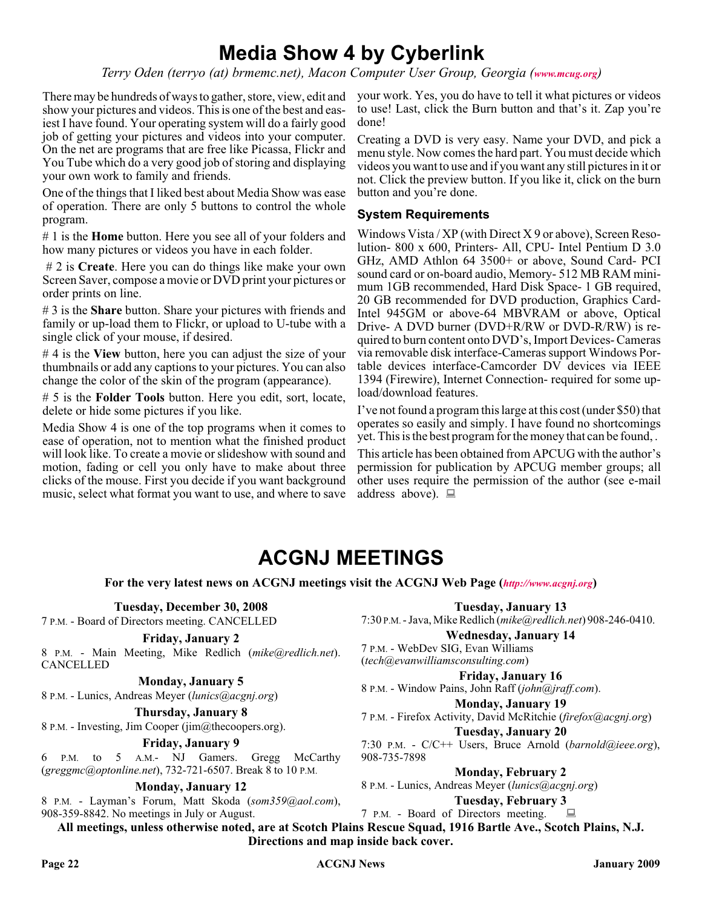# Media Show 4 by Cyberlink

*Terry Oden (terryo (at) brmemc.net), Macon Computer User Group, Georgia (www.mcug.org)*

There may be hundreds of ways to gather, store, view, edit and show your pictures and videos. This is one of the best and easiest I have found. Your operating system will do a fairly good job of getting your pictures and videos into your computer. On the net are programs that are free like Picassa, Flickr and You Tube which do a very good job of storing and displaying your own work to family and friends.

One of the things that I liked best about Media Show was ease of operation. There are only 5 buttons to control the whole program.

# 1 is the **Home** button. Here you see all of your folders and how many pictures or videos you have in each folder.

# 2 is **Create**. Here you can do things like make your own Screen Saver, compose a movie or DVD print your pictures or order prints on line.

# 3 is the **Share** button. Share your pictures with friends and family or up-load them to Flickr, or upload to U-tube with a single click of your mouse, if desired.

# 4 is the **View** button, here you can adjust the size of your thumbnails or add any captions to your pictures. You can also change the color of the skin of the program (appearance).

# 5 is the **Folder Tools** button. Here you edit, sort, locate, delete or hide some pictures if you like.

Media Show 4 is one of the top programs when it comes to ease of operation, not to mention what the finished product will look like. To create a movie or slideshow with sound and motion, fading or cell you only have to make about three clicks of the mouse. First you decide if you want background music, select what format you want to use, and where to save your work. Yes, you do have to tell it what pictures or videos to use! Last, click the Burn button and that's it. Zap you're done!

Creating a DVD is very easy. Name your DVD, and pick a menu style. Now comes the hard part. You must decide which videos you want to use and if you want any still pictures in it or not. Click the preview button. If you like it, click on the burn button and you're done.

### System Requirements

Windows Vista / XP (with Direct X 9 or above), Screen Resolution- 800 x 600, Printers- All, CPU- Intel Pentium D 3.0 GHz, AMD Athlon 64 3500+ or above, Sound Card- PCI sound card or on-board audio, Memory- 512 MB RAM minimum 1GB recommended, Hard Disk Space- 1 GB required, 20 GB recommended for DVD production, Graphics Card- Intel 945GM or above-64 MBVRAM or above, Optical Drive- A DVD burner (DVD+R/RW or DVD-R/RW) is required to burn content onto DVD's, Import Devices- Cameras via removable disk interface-Cameras support Windows Portable devices interface-Camcorder DV devices via IEEE 1394 (Firewire), Internet Connection- required for some upload/download features.

I've not found a program this large at this cost (under $50) that operates so easily and simply. I have found no shortcomings yet. This is the best program for the money that can be found, .

This article has been obtained from APCUG with the author's permission for publication by APCUG member groups; all other uses require the permission of the author (see e-mail address above).

# ACGNJ MEETINGS

**For the very latest news on ACGNJ meetings visit the ACGNJ Web Page (*http://www.acgnj.org*)**

**Tuesday, December 30, 2008**
7 P.M. - Board of Directors meeting. CANCELLED

**Friday, January 2**
8 P.M. - Main Meeting, Mike Redlich (*mike@redlich.net*). CANCELLED

**Monday, January 5**
8 P.M. - Lunics, Andreas Meyer (*lunics@acgnj.org*)

**Thursday, January 8**
8 P.M. - Investing, Jim Cooper (jim@thecoopers.org).

**Friday, January 9**
6 P.M. to 5 A.M.- NJ Gamers. Gregg McCarthy (*greggmc@optonline.net*), 732-721-6507. Break 8 to 10 P.M.

**Monday, January 12**
8 P.M. - Layman's Forum, Matt Skoda (*som359@aol.com*), 908-359-8842. No meetings in July or August.

**Tuesday, January 13**
7:30 P.M. - Java, Mike Redlich (*mike@redlich.net*) 908-246-0410.

**Wednesday, January 14**
7 P.M. - WebDev SIG, Evan Williams (*tech@evanwilliamsconsulting.com*)

**Friday, January 16**
8 P.M. - Window Pains, John Raff (*john@jraff.com*).

**Monday, January 19**
7 P.M. - Firefox Activity, David McRitchie (*firefox@acgnj.org*)

**Tuesday, January 20**
7:30 P.M. - C/C++ Users, Bruce Arnold (*barnold@ieee.org*), 908-735-7898

**Monday, February 2**
8 P.M. - Lunics, Andreas Meyer (*lunics@acgnj.org*)

**Tuesday, February 3**
7 P.M. - Board of Directors meeting.

**All meetings, unless otherwise noted, are at Scotch Plains Rescue Squad, 1916 Bartle Ave., Scotch Plains, N.J. Directions and map inside back cover.**